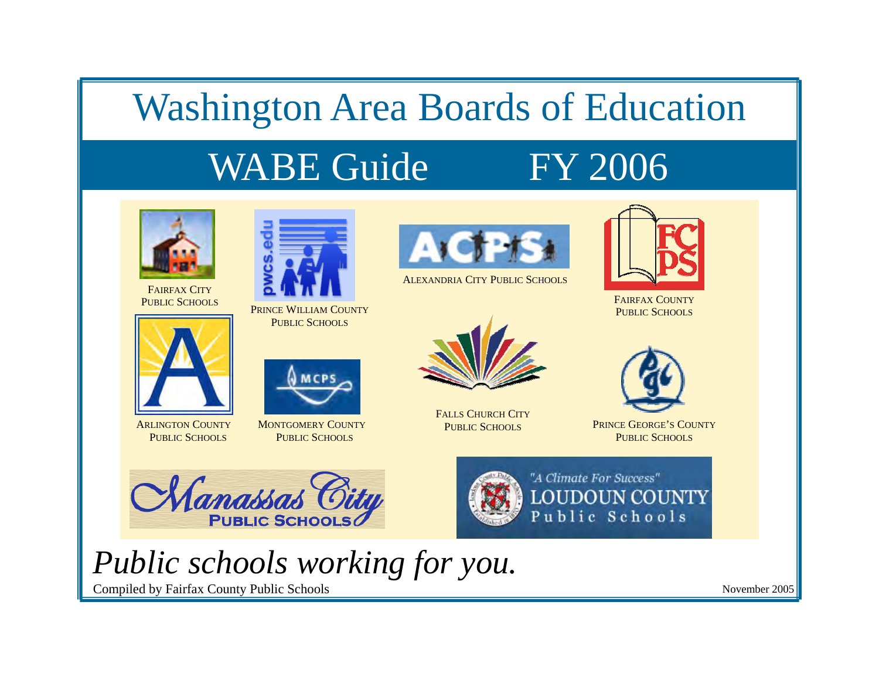# Washington Area Boards of Education

## WABE Guide FY 2006

FAIRFAX CITY PUBLIC SCHOOLS

PRINCE WILLIAM COUNTY PUBLIC SCHOOLS

ALEXANDRIA CITY PUBLIC SCHOOLS

FAIRFAX COUNTY PUBLIC SCHOOLS

ARLINGTON COUNTY PUBLIC SCHOOLS

MONTGOMERY COUNTY PUBLIC SCHOOLS

FALLS CHURCH CITY PUBLIC SCHOOLS

PRINCE GEORGE'S COUNTY PUBLIC SCHOOLS

Manassas City PUBLIC SCHOOLS

"A Climate For Success" LOUDOUN COUNTY Public Schools

*Public schools working for you.*

Compiled by Fairfax County Public Schools

November 2005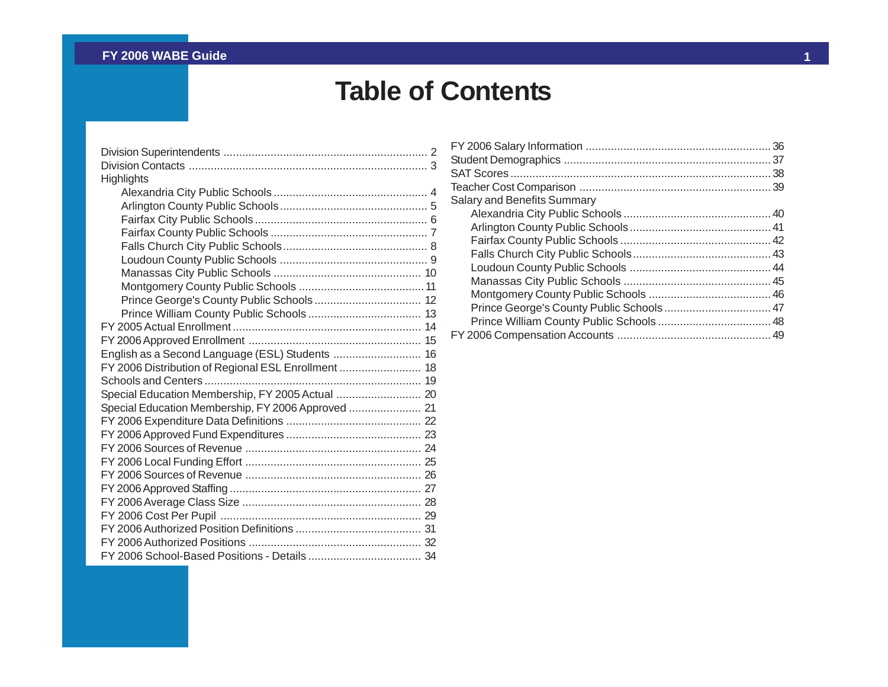# Table of Contents

| | |
|---|---|
| Division Superintendents | 2 |
| Division Contacts | 3 |
| Highlights | |
| Alexandria City Public Schools | 4 |
| Arlington County Public Schools | 5 |
| Fairfax City Public Schools | 6 |
| Fairfax County Public Schools | 7 |
| Falls Church City Public Schools | 8 |
| Loudoun County Public Schools | 9 |
| Manassas City Public Schools | 10 |
| Montgomery County Public Schools | 11 |
| Prince George's County Public Schools | 12 |
| Prince William County Public Schools | 13 |
| FY 2005 Actual Enrollment | 14 |
| FY 2006 Approved Enrollment | 15 |
| English as a Second Language (ESL) Students | 16 |
| FY 2006 Distribution of Regional ESL Enrollment | 18 |
| Schools and Centers | 19 |
| Special Education Membership, FY 2005 Actual | 20 |
| Special Education Membership, FY 2006 Approved | 21 |
| FY 2006 Expenditure Data Definitions | 22 |
| FY 2006 Approved Fund Expenditures | 23 |
| FY 2006 Sources of Revenue | 24 |
| FY 2006 Local Funding Effort | 25 |
| FY 2006 Sources of Revenue | 26 |
| FY 2006 Approved Staffing | 27 |
| FY 2006 Average Class Size | 28 |
| FY 2006 Cost Per Pupil | 29 |
| FY 2006 Authorized Position Definitions | 31 |
| FY 2006 Authorized Positions | 32 |
| FY 2006 School-Based Positions - Details | 34 |
| FY 2006 Salary Information | 36 |
| Student Demographics | 37 |
| SAT Scores | 38 |
| Teacher Cost Comparison | 39 |
| Salary and Benefits Summary | |
| Alexandria City Public Schools | 40 |
| Arlington County Public Schools | 41 |
| Fairfax County Public Schools | 42 |
| Falls Church City Public Schools | 43 |
| Loudoun County Public Schools | 44 |
| Manassas City Public Schools | 45 |
| Montgomery County Public Schools | 46 |
| Prince George's County Public Schools | 47 |
| Prince William County Public Schools | 48 |
| FY 2006 Compensation Accounts | 49 |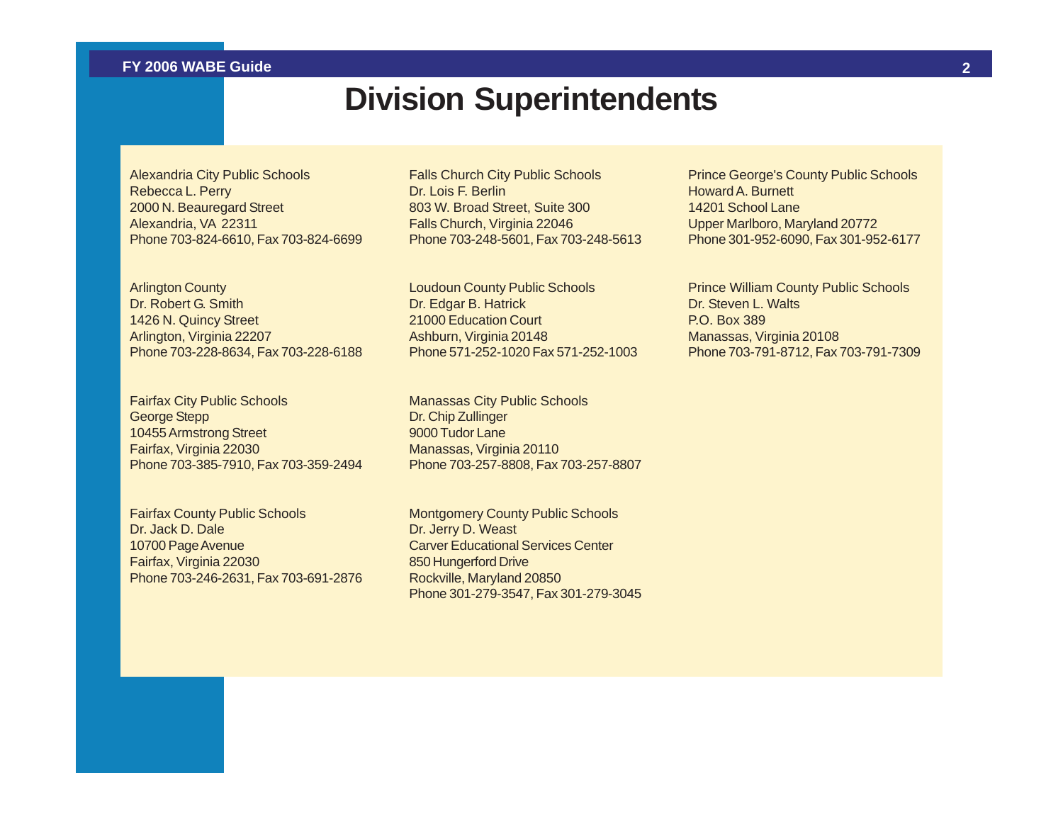# Division Superintendents

Alexandria City Public Schools
Rebecca L. Perry
2000 N. Beauregard Street
Alexandria, VA 22311
Phone 703-824-6610, Fax 703-824-6699

Arlington County
Dr. Robert G. Smith
1426 N. Quincy Street
Arlington, Virginia 22207
Phone 703-228-8634, Fax 703-228-6188

Fairfax City Public Schools
George Stepp
10455 Armstrong Street
Fairfax, Virginia 22030
Phone 703-385-7910, Fax 703-359-2494

Fairfax County Public Schools
Dr. Jack D. Dale
10700 Page Avenue
Fairfax, Virginia 22030
Phone 703-246-2631, Fax 703-691-2876

Falls Church City Public Schools
Dr. Lois F. Berlin
803 W. Broad Street, Suite 300
Falls Church, Virginia 22046
Phone 703-248-5601, Fax 703-248-5613

Loudoun County Public Schools
Dr. Edgar B. Hatrick
21000 Education Court
Ashburn, Virginia 20148
Phone 571-252-1020 Fax 571-252-1003

Manassas City Public Schools
Dr. Chip Zullinger
9000 Tudor Lane
Manassas, Virginia 20110
Phone 703-257-8808, Fax 703-257-8807

Montgomery County Public Schools
Dr. Jerry D. Weast
Carver Educational Services Center
850 Hungerford Drive
Rockville, Maryland 20850
Phone 301-279-3547, Fax 301-279-3045

Prince George's County Public Schools
Howard A. Burnett
14201 School Lane
Upper Marlboro, Maryland 20772
Phone 301-952-6090, Fax 301-952-6177

Prince William County Public Schools
Dr. Steven L. Walts
P.O. Box 389
Manassas, Virginia 20108
Phone 703-791-8712, Fax 703-791-7309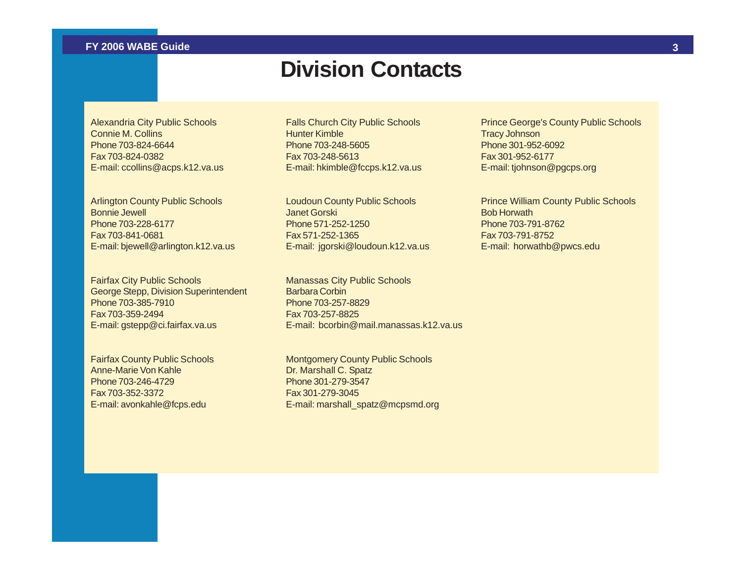# Division Contacts

Alexandria City Public Schools
Connie M. Collins
Phone 703-824-6644
Fax 703-824-0382
E-mail: ccollins@acps.k12.va.us

Arlington County Public Schools
Bonnie Jewell
Phone 703-228-6177
Fax 703-841-0681
E-mail: bjewell@arlington.k12.va.us

Fairfax City Public Schools
George Stepp, Division Superintendent
Phone 703-385-7910
Fax 703-359-2494
E-mail: gstepp@ci.fairfax.va.us

Fairfax County Public Schools
Anne-Marie Von Kahle
Phone 703-246-4729
Fax 703-352-3372
E-mail: avonkahle@fcps.edu

Falls Church City Public Schools
Hunter Kimble
Phone 703-248-5605
Fax 703-248-5613
E-mail: hkimble@fccps.k12.va.us

Loudoun County Public Schools
Janet Gorski
Phone 571-252-1250
Fax 571-252-1365
E-mail: jgorski@loudoun.k12.va.us

Manassas City Public Schools
Barbara Corbin
Phone 703-257-8829
Fax 703-257-8825
E-mail: bcorbin@mail.manassas.k12.va.us

Montgomery County Public Schools
Dr. Marshall C. Spatz
Phone 301-279-3547
Fax 301-279-3045
E-mail: marshall_spatz@mcpsmd.org

Prince George's County Public Schools
Tracy Johnson
Phone 301-952-6092
Fax 301-952-6177
E-mail: tjohnson@pgcps.org

Prince William County Public Schools
Bob Horwath
Phone 703-791-8762
Fax 703-791-8752
E-mail: horwathb@pwcs.edu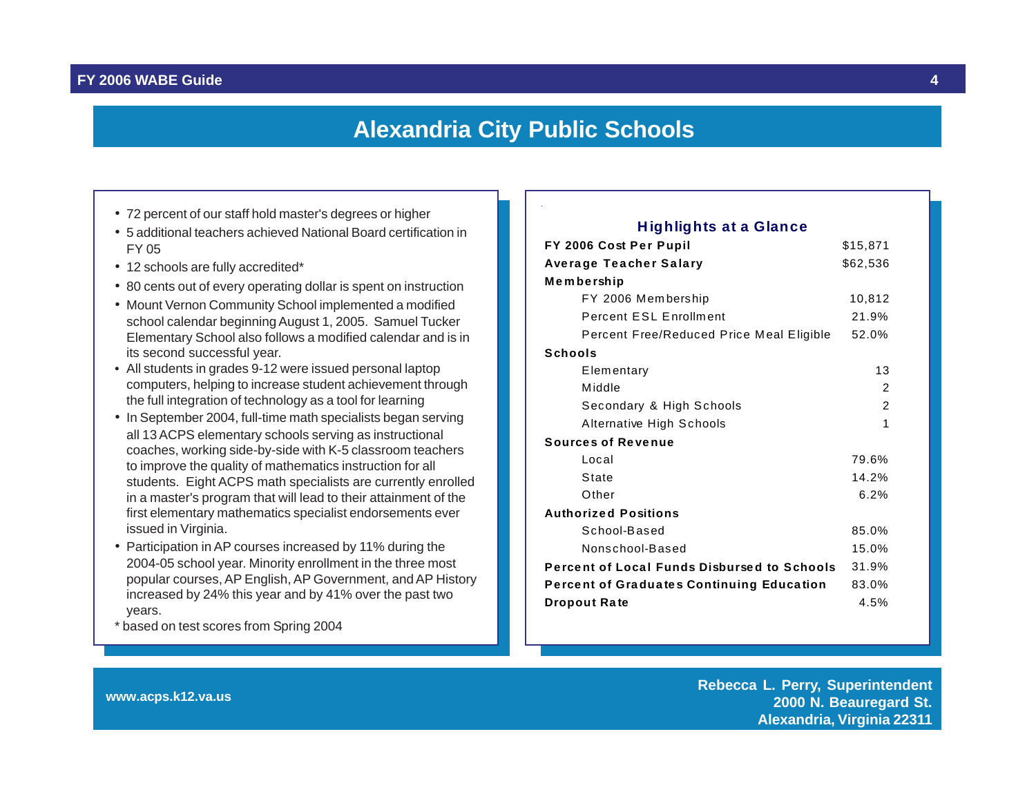# Alexandria City Public Schools

- 72 percent of our staff hold master's degrees or higher
- 5 additional teachers achieved National Board certification in FY 05
- 12 schools are fully accredited*
- 80 cents out of every operating dollar is spent on instruction
- Mount Vernon Community School implemented a modified school calendar beginning August 1, 2005. Samuel Tucker Elementary School also follows a modified calendar and is in its second successful year.
- All students in grades 9-12 were issued personal laptop computers, helping to increase student achievement through the full integration of technology as a tool for learning
- In September 2004, full-time math specialists began serving all 13 ACPS elementary schools serving as instructional coaches, working side-by-side with K-5 classroom teachers to improve the quality of mathematics instruction for all students. Eight ACPS math specialists are currently enrolled in a master's program that will lead to their attainment of the first elementary mathematics specialist endorsements ever issued in Virginia.
- Participation in AP courses increased by 11% during the 2004-05 school year. Minority enrollment in the three most popular courses, AP English, AP Government, and AP History increased by 24% this year and by 41% over the past two years.

* based on test scores from Spring 2004

## Highlights at a Glance

| | |
|---|---|
| **FY 2006 Cost Per Pupil** | $15,871 |
| **Average Teacher Salary** | $62,536 |
| **Membership** | |
| FY 2006 Membership | 10,812 |
| Percent ESL Enrollment | 21.9% |
| Percent Free/Reduced Price Meal Eligible | 52.0% |
| **Schools** | |
| Elementary | 13 |
| Middle | 2 |
| Secondary & High Schools | 2 |
| Alternative High Schools | 1 |
| **Sources of Revenue** | |
| Local | 79.6% |
| State | 14.2% |
| Other | 6.2% |
| **Authorized Positions** | |
| School-Based | 85.0% |
| Nonschool-Based | 15.0% |
| **Percent of Local Funds Disbursed to Schools** | 31.9% |
| **Percent of Graduates Continuing Education** | 83.0% |
| **Dropout Rate** | 4.5% |

www.acps.k12.va.us

**Rebecca L. Perry, Superintendent**
**2000 N. Beauregard St.**
**Alexandria, Virginia 22311**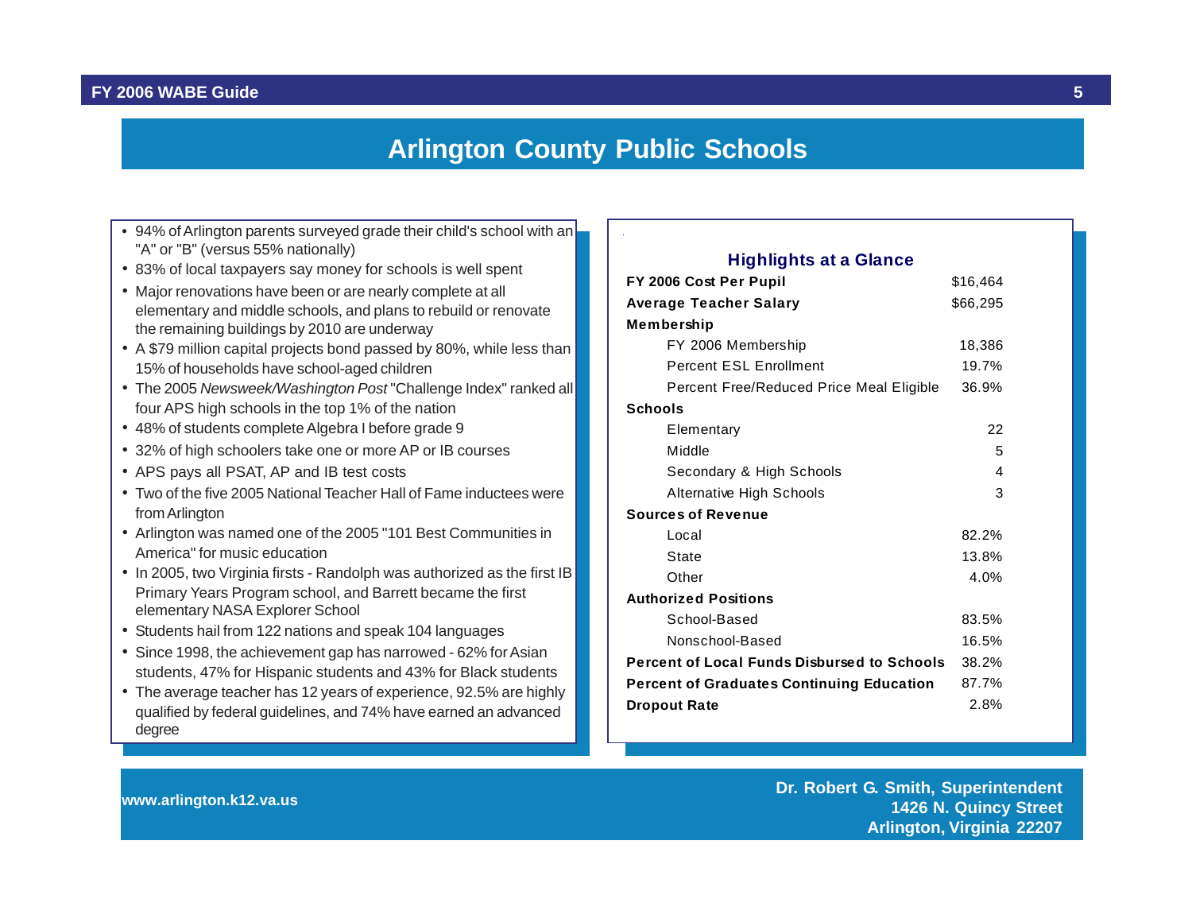# Arlington County Public Schools

- 94% of Arlington parents surveyed grade their child's school with an "A" or "B" (versus 55% nationally)
- 83% of local taxpayers say money for schools is well spent
- Major renovations have been or are nearly complete at all elementary and middle schools, and plans to rebuild or renovate the remaining buildings by 2010 are underway
- A $79 million capital projects bond passed by 80%, while less than 15% of households have school-aged children
- The 2005 *Newsweek/Washington Post* "Challenge Index" ranked all four APS high schools in the top 1% of the nation
- 48% of students complete Algebra I before grade 9
- 32% of high schoolers take one or more AP or IB courses
- APS pays all PSAT, AP and IB test costs
- Two of the five 2005 National Teacher Hall of Fame inductees were from Arlington
- Arlington was named one of the 2005 "101 Best Communities in America" for music education
- In 2005, two Virginia firsts - Randolph was authorized as the first IB Primary Years Program school, and Barrett became the first elementary NASA Explorer School
- Students hail from 122 nations and speak 104 languages
- Since 1998, the achievement gap has narrowed - 62% for Asian students, 47% for Hispanic students and 43% for Black students
- The average teacher has 12 years of experience, 92.5% are highly qualified by federal guidelines, and 74% have earned an advanced degree

## Highlights at a Glance

| | |
|---|---|
| **FY 2006 Cost Per Pupil** | $16,464 |
| **Average Teacher Salary** | $66,295 |
| **Membership** | |
| FY 2006 Membership | 18,386 |
| Percent ESL Enrollment | 19.7% |
| Percent Free/Reduced Price Meal Eligible | 36.9% |
| **Schools** | |
| Elementary | 22 |
| Middle | 5 |
| Secondary & High Schools | 4 |
| Alternative High Schools | 3 |
| **Sources of Revenue** | |
| Local | 82.2% |
| State | 13.8% |
| Other | 4.0% |
| **Authorized Positions** | |
| School-Based | 83.5% |
| Nonschool-Based | 16.5% |
| **Percent of Local Funds Disbursed to Schools** | 38.2% |
| **Percent of Graduates Continuing Education** | 87.7% |
| **Dropout Rate** | 2.8% |

**www.arlington.k12.va.us**

**Dr. Robert G. Smith, Superintendent**
**1426 N. Quincy Street**
**Arlington, Virginia 22207**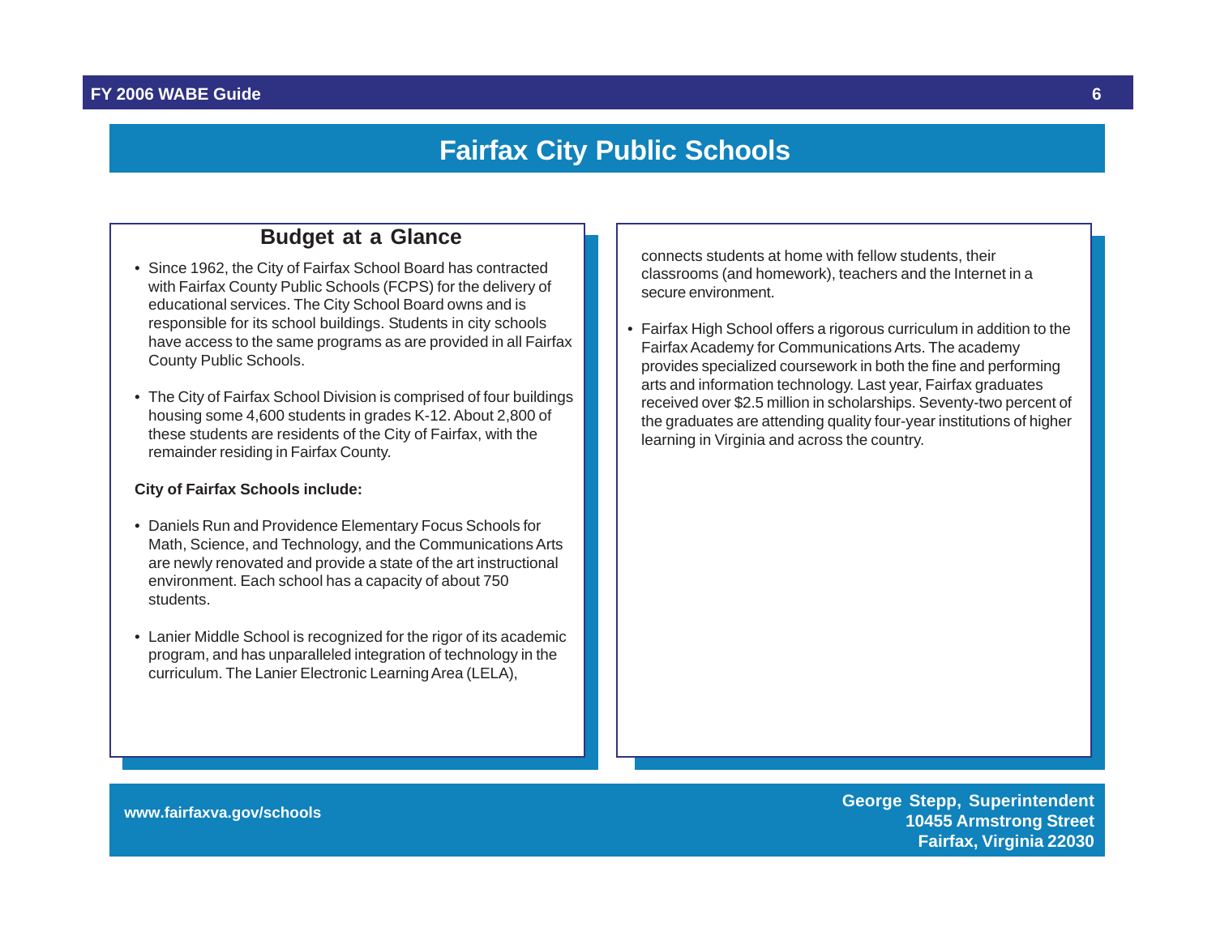# Fairfax City Public Schools

## Budget at a Glance

- Since 1962, the City of Fairfax School Board has contracted with Fairfax County Public Schools (FCPS) for the delivery of educational services. The City School Board owns and is responsible for its school buildings. Students in city schools have access to the same programs as are provided in all Fairfax County Public Schools.

- The City of Fairfax School Division is comprised of four buildings housing some 4,600 students in grades K-12. About 2,800 of these students are residents of the City of Fairfax, with the remainder residing in Fairfax County.

**City of Fairfax Schools include:**

- Daniels Run and Providence Elementary Focus Schools for Math, Science, and Technology, and the Communications Arts are newly renovated and provide a state of the art instructional environment. Each school has a capacity of about 750 students.

- Lanier Middle School is recognized for the rigor of its academic program, and has unparalleled integration of technology in the curriculum. The Lanier Electronic Learning Area (LELA), connects students at home with fellow students, their classrooms (and homework), teachers and the Internet in a secure environment.

- Fairfax High School offers a rigorous curriculum in addition to the Fairfax Academy for Communications Arts. The academy provides specialized coursework in both the fine and performing arts and information technology. Last year, Fairfax graduates received over $2.5 million in scholarships. Seventy-two percent of the graduates are attending quality four-year institutions of higher learning in Virginia and across the country.

www.fairfaxva.gov/schools

**George Stepp, Superintendent**
**10455 Armstrong Street**
**Fairfax, Virginia 22030**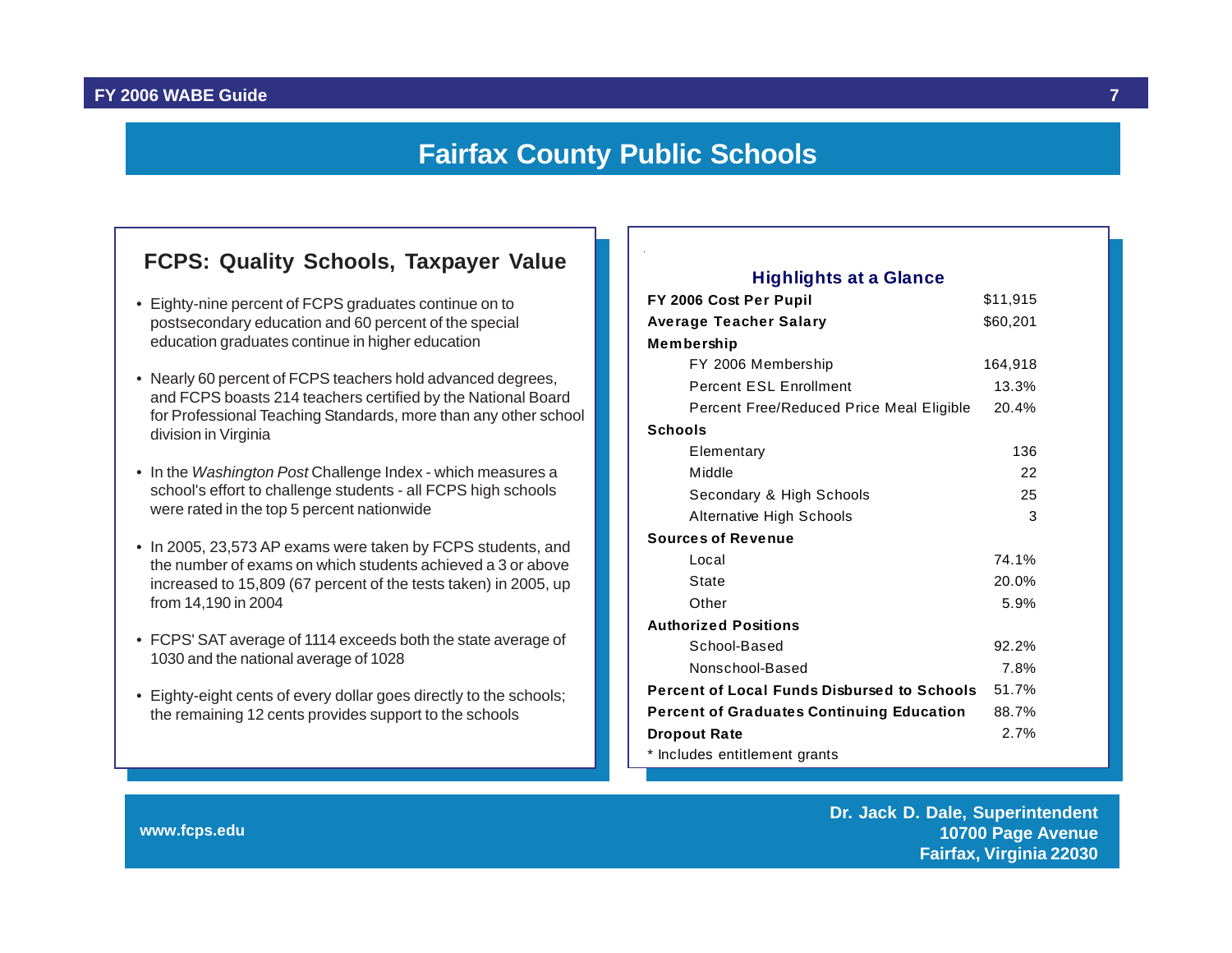# Fairfax County Public Schools

## FCPS: Quality Schools, Taxpayer Value

- Eighty-nine percent of FCPS graduates continue on to postsecondary education and 60 percent of the special education graduates continue in higher education
- Nearly 60 percent of FCPS teachers hold advanced degrees, and FCPS boasts 214 teachers certified by the National Board for Professional Teaching Standards, more than any other school division in Virginia
- In the *Washington Post* Challenge Index - which measures a school's effort to challenge students - all FCPS high schools were rated in the top 5 percent nationwide
- In 2005, 23,573 AP exams were taken by FCPS students, and the number of exams on which students achieved a 3 or above increased to 15,809 (67 percent of the tests taken) in 2005, up from 14,190 in 2004
- FCPS' SAT average of 1114 exceeds both the state average of 1030 and the national average of 1028
- Eighty-eight cents of every dollar goes directly to the schools; the remaining 12 cents provides support to the schools

## Highlights at a Glance

| | |
|---|---|
| **FY 2006 Cost Per Pupil** | $11,915 |
| **Average Teacher Salary** | $60,201 |
| **Membership** | |
| FY 2006 Membership | 164,918 |
| Percent ESL Enrollment | 13.3% |
| Percent Free/Reduced Price Meal Eligible | 20.4% |
| **Schools** | |
| Elementary | 136 |
| Middle | 22 |
| Secondary & High Schools | 25 |
| Alternative High Schools | 3 |
| **Sources of Revenue** | |
| Local | 74.1% |
| State | 20.0% |
| Other | 5.9% |
| **Authorized Positions** | |
| School-Based | 92.2% |
| Nonschool-Based | 7.8% |
| **Percent of Local Funds Disbursed to Schools** | 51.7% |
| **Percent of Graduates Continuing Education** | 88.7% |
| **Dropout Rate** | 2.7% |

* Includes entitlement grants

www.fcps.edu

**Dr. Jack D. Dale, Superintendent**
**10700 Page Avenue**
**Fairfax, Virginia 22030**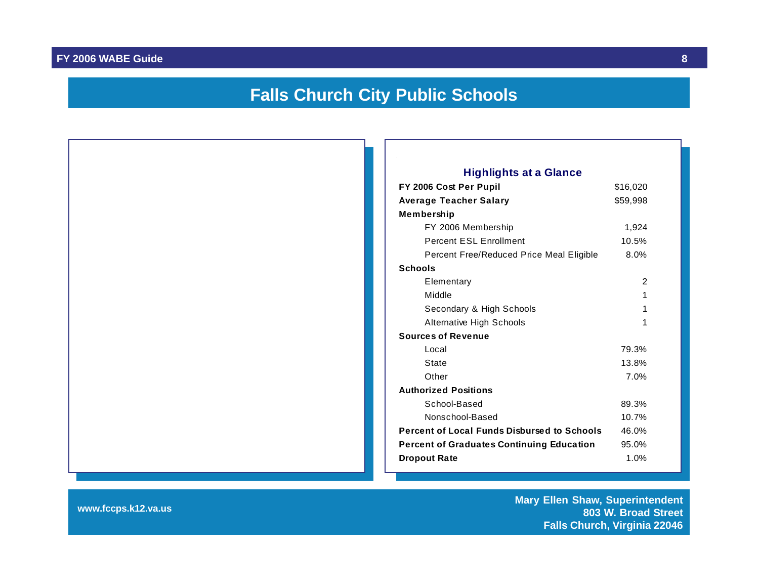# Falls Church City Public Schools

## Highlights at a Glance

| | |
|---|---|
| **FY 2006 Cost Per Pupil** | $16,020 |
| **Average Teacher Salary** | $59,998 |
| **Membership** | |
| FY 2006 Membership | 1,924 |
| Percent ESL Enrollment | 10.5% |
| Percent Free/Reduced Price Meal Eligible | 8.0% |
| **Schools** | |
| Elementary | 2 |
| Middle | 1 |
| Secondary & High Schools | 1 |
| Alternative High Schools | 1 |
| **Sources of Revenue** | |
| Local | 79.3% |
| State | 13.8% |
| Other | 7.0% |
| **Authorized Positions** | |
| School-Based | 89.3% |
| Nonschool-Based | 10.7% |
| **Percent of Local Funds Disbursed to Schools** | 46.0% |
| **Percent of Graduates Continuing Education** | 95.0% |
| **Dropout Rate** | 1.0% |

www.fccps.k12.va.us

**Mary Ellen Shaw, Superintendent**
**803 W. Broad Street**
**Falls Church, Virginia 22046**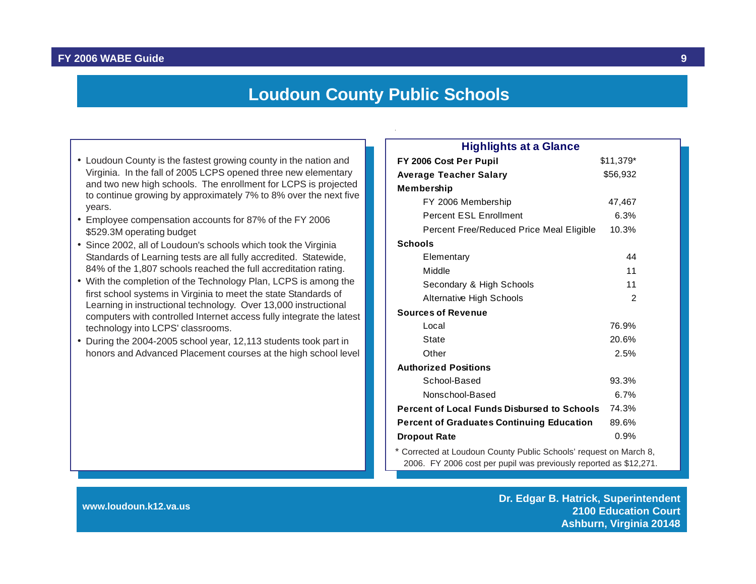# Loudoun County Public Schools

- Loudoun County is the fastest growing county in the nation and Virginia. In the fall of 2005 LCPS opened three new elementary and two new high schools. The enrollment for LCPS is projected to continue growing by approximately 7% to 8% over the next five years.
- Employee compensation accounts for 87% of the FY 2006 $529.3M operating budget
- Since 2002, all of Loudoun's schools which took the Virginia Standards of Learning tests are all fully accredited. Statewide, 84% of the 1,807 schools reached the full accreditation rating.
- With the completion of the Technology Plan, LCPS is among the first school systems in Virginia to meet the state Standards of Learning in instructional technology. Over 13,000 instructional computers with controlled Internet access fully integrate the latest technology into LCPS' classrooms.
- During the 2004-2005 school year, 12,113 students took part in honors and Advanced Placement courses at the high school level

## Highlights at a Glance

| | |
|---|---|
| **FY 2006 Cost Per Pupil** | $11,379* |
| **Average Teacher Salary** | $56,932 |
| **Membership** | |
| FY 2006 Membership | 47,467 |
| Percent ESL Enrollment | 6.3% |
| Percent Free/Reduced Price Meal Eligible | 10.3% |
| **Schools** | |
| Elementary | 44 |
| Middle | 11 |
| Secondary & High Schools | 11 |
| Alternative High Schools | 2 |
| **Sources of Revenue** | |
| Local | 76.9% |
| State | 20.6% |
| Other | 2.5% |
| **Authorized Positions** | |
| School-Based | 93.3% |
| Nonschool-Based | 6.7% |
| **Percent of Local Funds Disbursed to Schools** | 74.3% |
| **Percent of Graduates Continuing Education** | 89.6% |
| **Dropout Rate** | 0.9% |

\* Corrected at Loudoun County Public Schools' request on March 8, 2006. FY 2006 cost per pupil was previously reported as $12,271.

www.loudoun.k12.va.us

**Dr. Edgar B. Hatrick, Superintendent**
**2100 Education Court**
**Ashburn, Virginia 20148**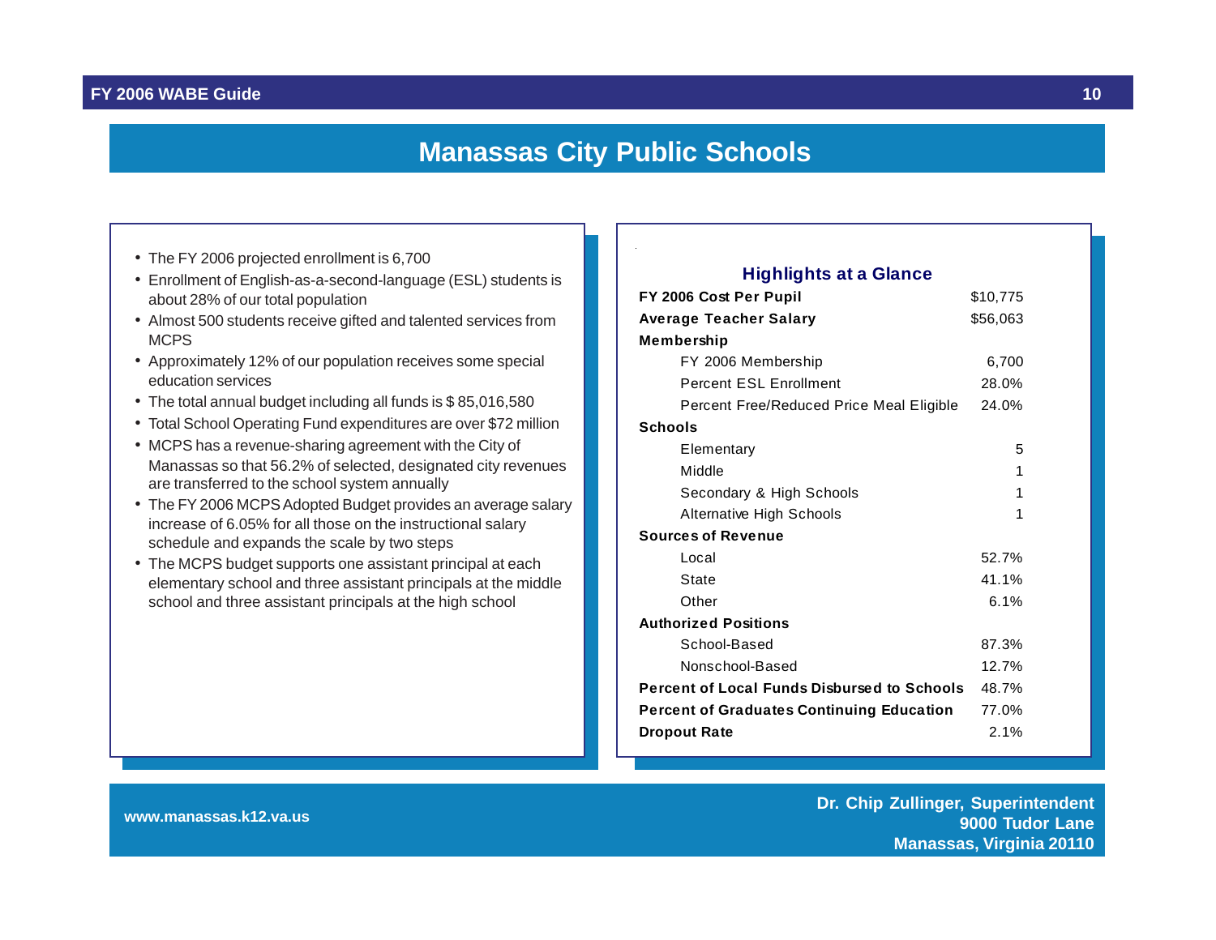# Manassas City Public Schools

- The FY 2006 projected enrollment is 6,700
- Enrollment of English-as-a-second-language (ESL) students is about 28% of our total population
- Almost 500 students receive gifted and talented services from MCPS
- Approximately 12% of our population receives some special education services
- The total annual budget including all funds is $ 85,016,580
- Total School Operating Fund expenditures are over $72 million
- MCPS has a revenue-sharing agreement with the City of Manassas so that 56.2% of selected, designated city revenues are transferred to the school system annually
- The FY 2006 MCPS Adopted Budget provides an average salary increase of 6.05% for all those on the instructional salary schedule and expands the scale by two steps
- The MCPS budget supports one assistant principal at each elementary school and three assistant principals at the middle school and three assistant principals at the high school

## Highlights at a Glance

| | |
|---|---|
| **FY 2006 Cost Per Pupil** | $10,775 |
| **Average Teacher Salary** | $56,063 |
| **Membership** | |
| FY 2006 Membership | 6,700 |
| Percent ESL Enrollment | 28.0% |
| Percent Free/Reduced Price Meal Eligible | 24.0% |
| **Schools** | |
| Elementary | 5 |
| Middle | 1 |
| Secondary & High Schools | 1 |
| Alternative High Schools | 1 |
| **Sources of Revenue** | |
| Local | 52.7% |
| State | 41.1% |
| Other | 6.1% |
| **Authorized Positions** | |
| School-Based | 87.3% |
| Nonschool-Based | 12.7% |
| **Percent of Local Funds Disbursed to Schools** | 48.7% |
| **Percent of Graduates Continuing Education** | 77.0% |
| **Dropout Rate** | 2.1% |

www.manassas.k12.va.us

**Dr. Chip Zullinger, Superintendent**
**9000 Tudor Lane**
**Manassas, Virginia 20110**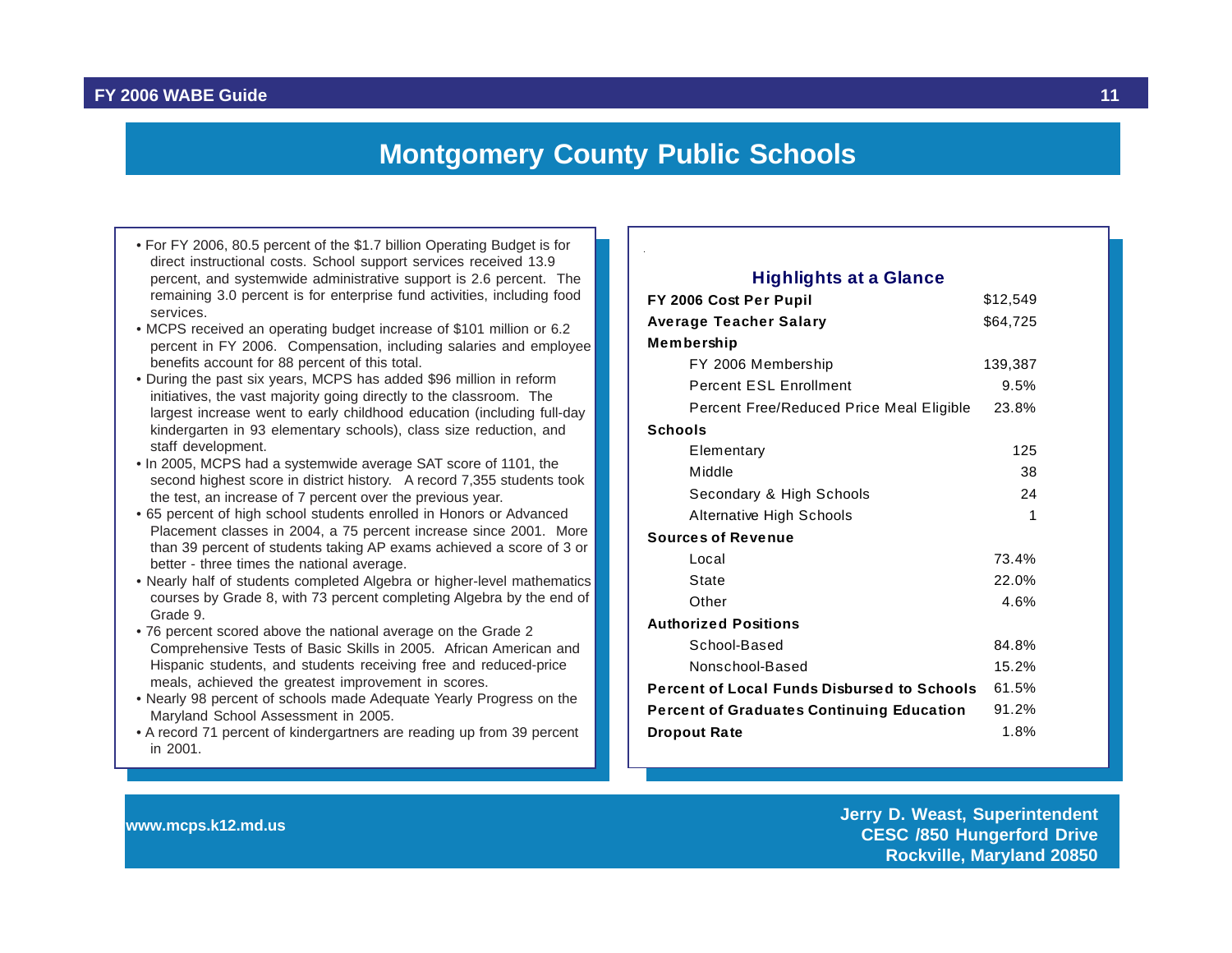# Montgomery County Public Schools

- For FY 2006, 80.5 percent of the $1.7 billion Operating Budget is for direct instructional costs. School support services received 13.9 percent, and systemwide administrative support is 2.6 percent. The remaining 3.0 percent is for enterprise fund activities, including food services.
- MCPS received an operating budget increase of $101 million or 6.2 percent in FY 2006. Compensation, including salaries and employee benefits account for 88 percent of this total.
- During the past six years, MCPS has added $96 million in reform initiatives, the vast majority going directly to the classroom. The largest increase went to early childhood education (including full-day kindergarten in 93 elementary schools), class size reduction, and staff development.
- In 2005, MCPS had a systemwide average SAT score of 1101, the second highest score in district history. A record 7,355 students took the test, an increase of 7 percent over the previous year.
- 65 percent of high school students enrolled in Honors or Advanced Placement classes in 2004, a 75 percent increase since 2001. More than 39 percent of students taking AP exams achieved a score of 3 or better - three times the national average.
- Nearly half of students completed Algebra or higher-level mathematics courses by Grade 8, with 73 percent completing Algebra by the end of Grade 9.
- 76 percent scored above the national average on the Grade 2 Comprehensive Tests of Basic Skills in 2005. African American and Hispanic students, and students receiving free and reduced-price meals, achieved the greatest improvement in scores.
- Nearly 98 percent of schools made Adequate Yearly Progress on the Maryland School Assessment in 2005.
- A record 71 percent of kindergartners are reading up from 39 percent in 2001.

## Highlights at a Glance

| | |
|---|---|
| **FY 2006 Cost Per Pupil** | $12,549 |
| **Average Teacher Salary** | $64,725 |
| **Membership** | |
| FY 2006 Membership | 139,387 |
| Percent ESL Enrollment | 9.5% |
| Percent Free/Reduced Price Meal Eligible | 23.8% |
| **Schools** | |
| Elementary | 125 |
| Middle | 38 |
| Secondary & High Schools | 24 |
| Alternative High Schools | 1 |
| **Sources of Revenue** | |
| Local | 73.4% |
| State | 22.0% |
| Other | 4.6% |
| **Authorized Positions** | |
| School-Based | 84.8% |
| Nonschool-Based | 15.2% |
| **Percent of Local Funds Disbursed to Schools** | 61.5% |
| **Percent of Graduates Continuing Education** | 91.2% |
| **Dropout Rate** | 1.8% |

**www.mcps.k12.md.us**

**Jerry D. Weast, Superintendent**
**CESC /850 Hungerford Drive**
**Rockville, Maryland 20850**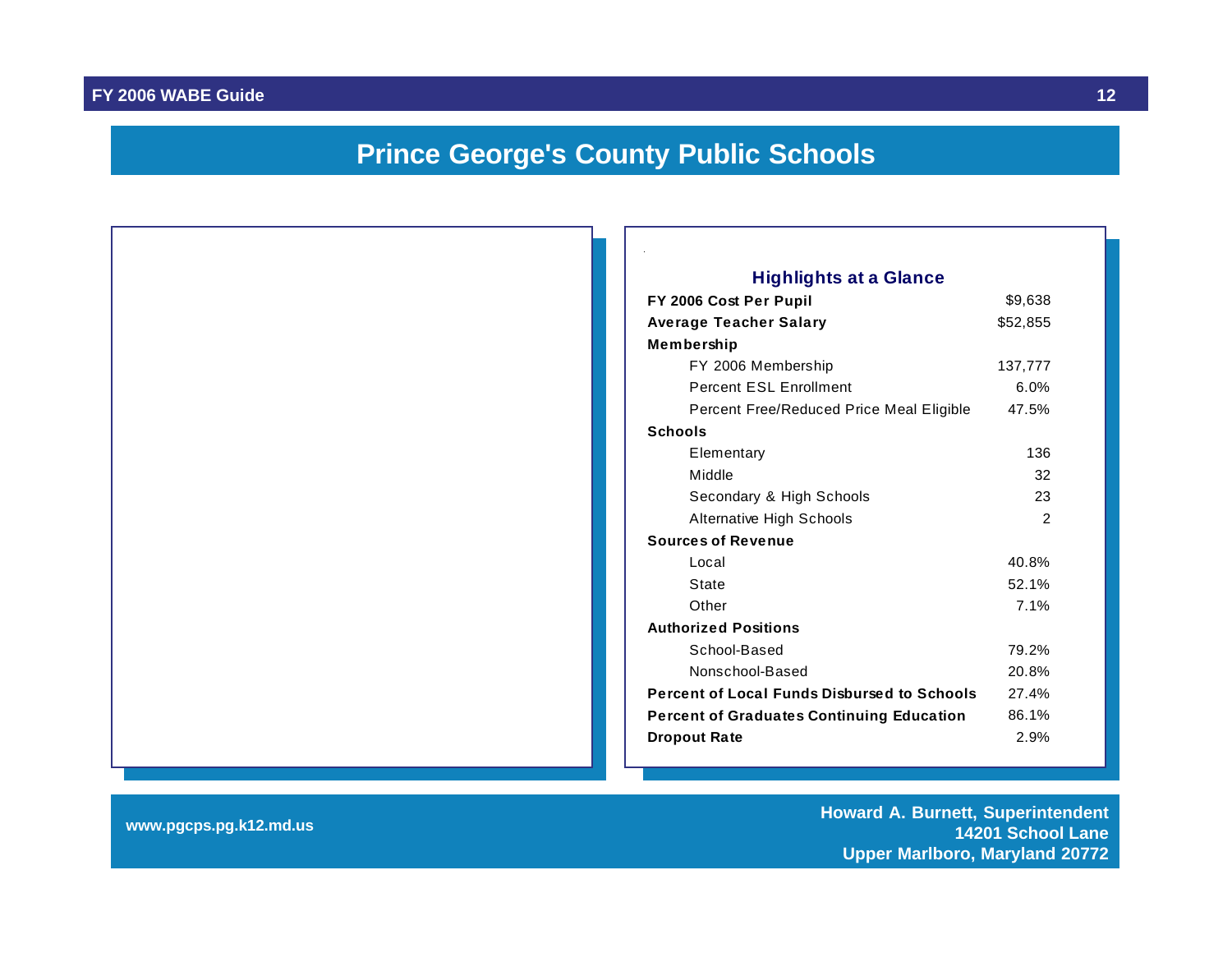# Prince George's County Public Schools

## Highlights at a Glance

| | |
|---|---|
| **FY 2006 Cost Per Pupil** | $9,638 |
| **Average Teacher Salary** | $52,855 |
| **Membership** | |
| FY 2006 Membership | 137,777 |
| Percent ESL Enrollment | 6.0% |
| Percent Free/Reduced Price Meal Eligible | 47.5% |
| **Schools** | |
| Elementary | 136 |
| Middle | 32 |
| Secondary & High Schools | 23 |
| Alternative High Schools | 2 |
| **Sources of Revenue** | |
| Local | 40.8% |
| State | 52.1% |
| Other | 7.1% |
| **Authorized Positions** | |
| School-Based | 79.2% |
| Nonschool-Based | 20.8% |
| **Percent of Local Funds Disbursed to Schools** | 27.4% |
| **Percent of Graduates Continuing Education** | 86.1% |
| **Dropout Rate** | 2.9% |

**www.pgcps.pg.k12.md.us**

**Howard A. Burnett, Superintendent**
**14201 School Lane**
**Upper Marlboro, Maryland 20772**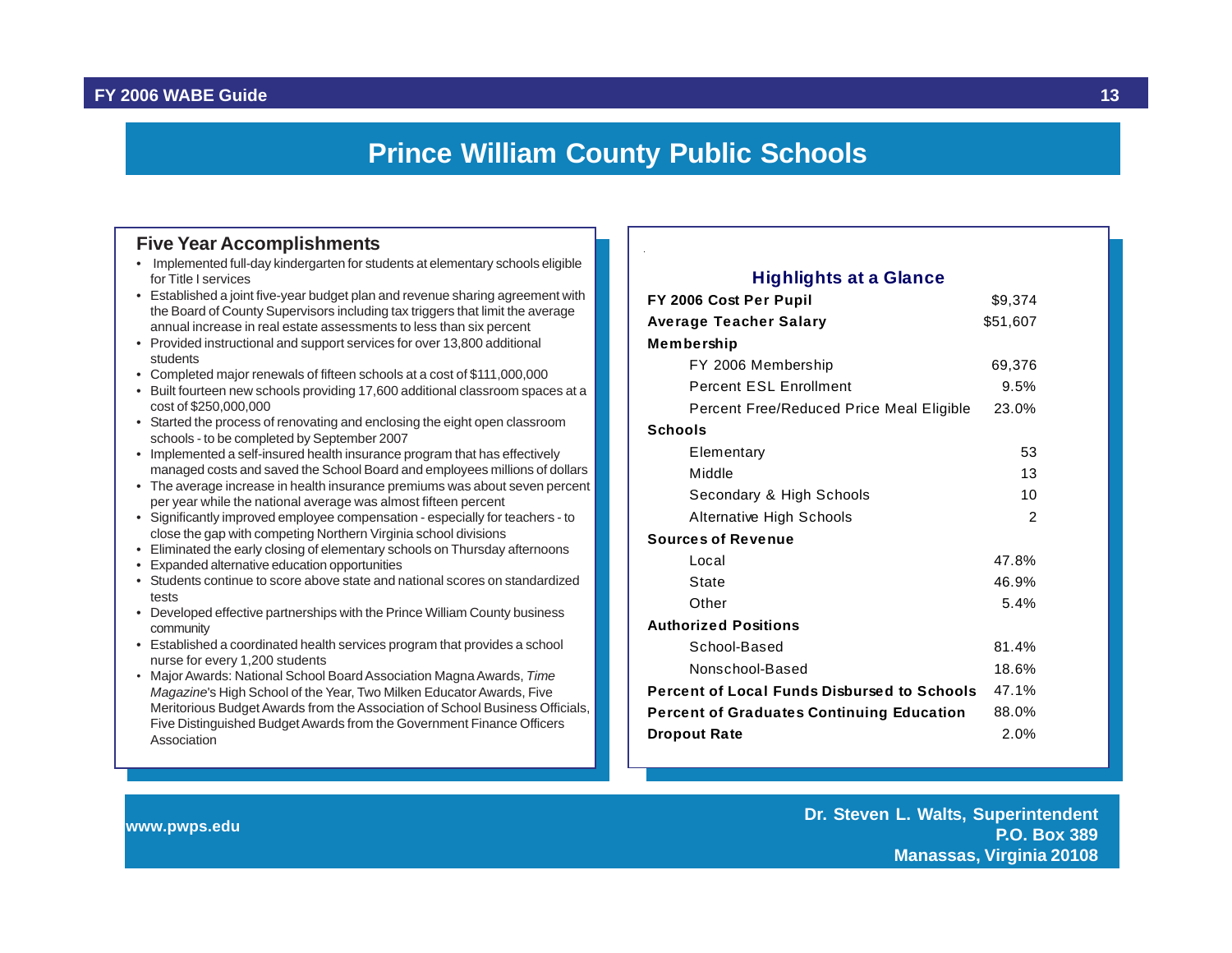# Prince William County Public Schools

## Five Year Accomplishments

- Implemented full-day kindergarten for students at elementary schools eligible for Title I services
- Established a joint five-year budget plan and revenue sharing agreement with the Board of County Supervisors including tax triggers that limit the average annual increase in real estate assessments to less than six percent
- Provided instructional and support services for over 13,800 additional students
- Completed major renewals of fifteen schools at a cost of $111,000,000
- Built fourteen new schools providing 17,600 additional classroom spaces at a cost of $250,000,000
- Started the process of renovating and enclosing the eight open classroom schools - to be completed by September 2007
- Implemented a self-insured health insurance program that has effectively managed costs and saved the School Board and employees millions of dollars
- The average increase in health insurance premiums was about seven percent per year while the national average was almost fifteen percent
- Significantly improved employee compensation - especially for teachers - to close the gap with competing Northern Virginia school divisions
- Eliminated the early closing of elementary schools on Thursday afternoons
- Expanded alternative education opportunities
- Students continue to score above state and national scores on standardized tests
- Developed effective partnerships with the Prince William County business community
- Established a coordinated health services program that provides a school nurse for every 1,200 students
- Major Awards: National School Board Association Magna Awards, *Time Magazine*'s High School of the Year, Two Milken Educator Awards, Five Meritorious Budget Awards from the Association of School Business Officials, Five Distinguished Budget Awards from the Government Finance Officers Association

## Highlights at a Glance

| | |
|---|---|
| **FY 2006 Cost Per Pupil** | $9,374 |
| **Average Teacher Salary** | $51,607 |
| **Membership** | |
| FY 2006 Membership | 69,376 |
| Percent ESL Enrollment | 9.5% |
| Percent Free/Reduced Price Meal Eligible | 23.0% |
| **Schools** | |
| Elementary | 53 |
| Middle | 13 |
| Secondary & High Schools | 10 |
| Alternative High Schools | 2 |
| **Sources of Revenue** | |
| Local | 47.8% |
| State | 46.9% |
| Other | 5.4% |
| **Authorized Positions** | |
| School-Based | 81.4% |
| Nonschool-Based | 18.6% |
| **Percent of Local Funds Disbursed to Schools** | 47.1% |
| **Percent of Graduates Continuing Education** | 88.0% |
| **Dropout Rate** | 2.0% |

**www.pwps.edu**

**Dr. Steven L. Walts, Superintendent**
**P.O. Box 389**
**Manassas, Virginia 20108**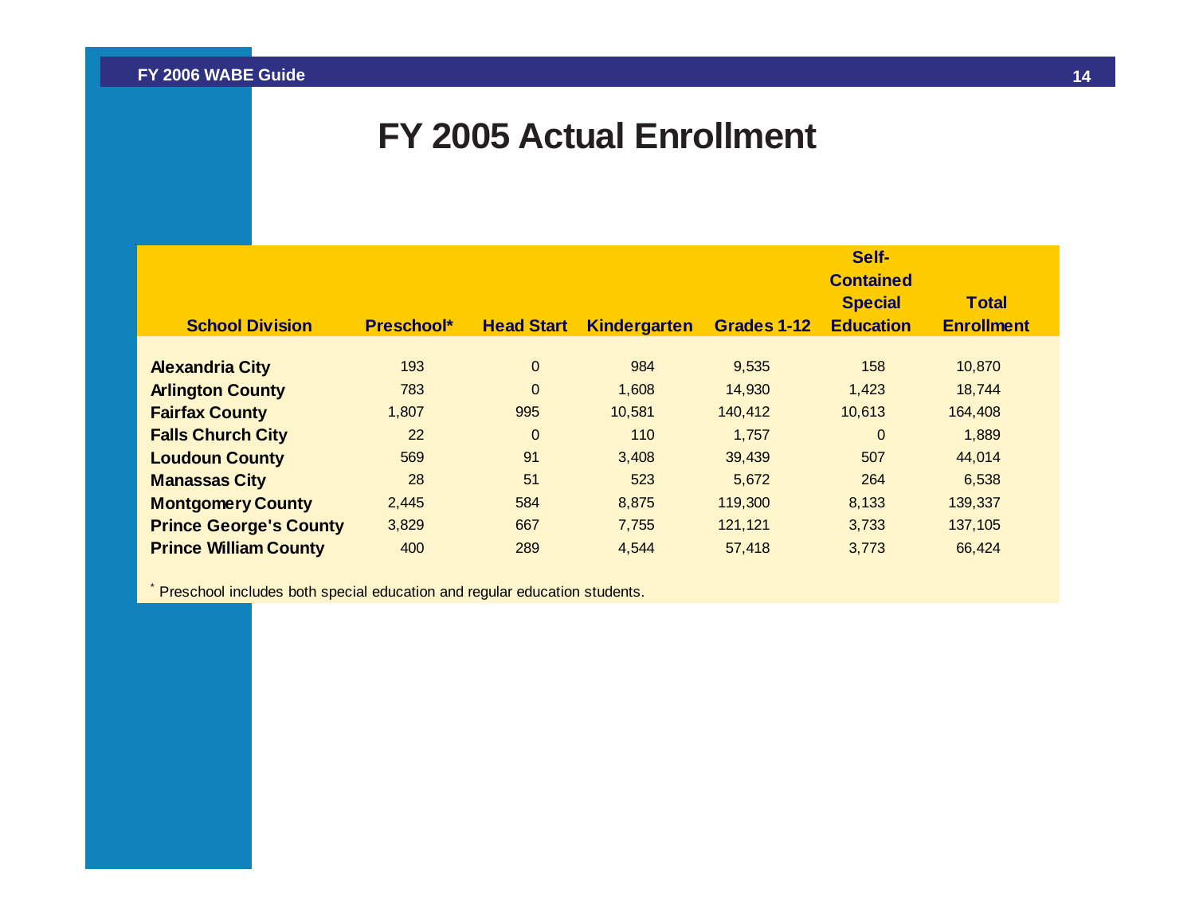# FY 2005 Actual Enrollment

| School Division | Preschool* | Head Start | Kindergarten | Grades 1-12 | Self-Contained Special Education | Total Enrollment |
|---|---|---|---|---|---|---|
| **Alexandria City** | 193 | 0 | 984 | 9,535 | 158 | 10,870 |
| **Arlington County** | 783 | 0 | 1,608 | 14,930 | 1,423 | 18,744 |
| **Fairfax County** | 1,807 | 995 | 10,581 | 140,412 | 10,613 | 164,408 |
| **Falls Church City** | 22 | 0 | 110 | 1,757 | 0 | 1,889 |
| **Loudoun County** | 569 | 91 | 3,408 | 39,439 | 507 | 44,014 |
| **Manassas City** | 28 | 51 | 523 | 5,672 | 264 | 6,538 |
| **Montgomery County** | 2,445 | 584 | 8,875 | 119,300 | 8,133 | 139,337 |
| **Prince George's County** | 3,829 | 667 | 7,755 | 121,121 | 3,733 | 137,105 |
| **Prince William County** | 400 | 289 | 4,544 | 57,418 | 3,773 | 66,424 |

* Preschool includes both special education and regular education students.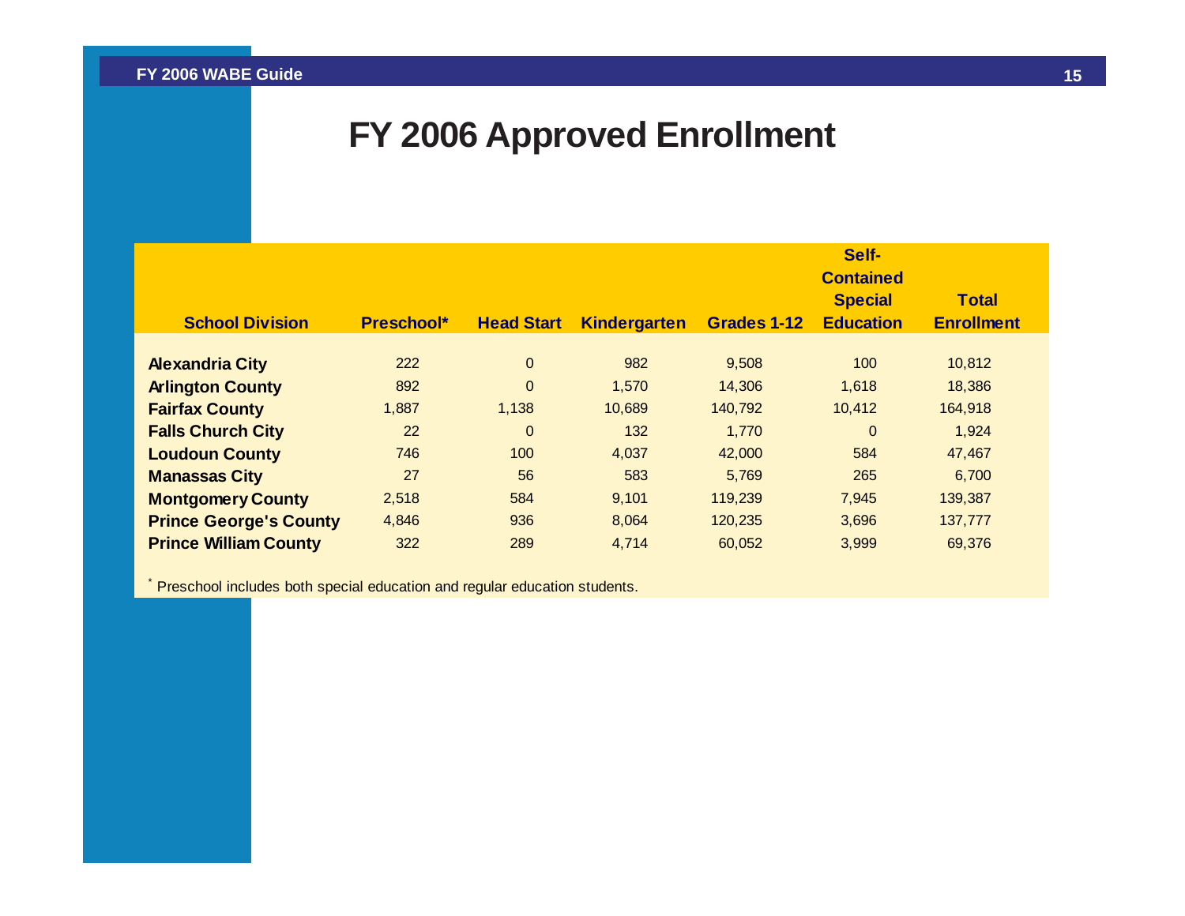# FY 2006 Approved Enrollment

| School Division | Preschool* | Head Start | Kindergarten | Grades 1-12 | Self-Contained Special Education | Total Enrollment |
|---|---|---|---|---|---|---|
| **Alexandria City** | 222 | 0 | 982 | 9,508 | 100 | 10,812 |
| **Arlington County** | 892 | 0 | 1,570 | 14,306 | 1,618 | 18,386 |
| **Fairfax County** | 1,887 | 1,138 | 10,689 | 140,792 | 10,412 | 164,918 |
| **Falls Church City** | 22 | 0 | 132 | 1,770 | 0 | 1,924 |
| **Loudoun County** | 746 | 100 | 4,037 | 42,000 | 584 | 47,467 |
| **Manassas City** | 27 | 56 | 583 | 5,769 | 265 | 6,700 |
| **Montgomery County** | 2,518 | 584 | 9,101 | 119,239 | 7,945 | 139,387 |
| **Prince George's County** | 4,846 | 936 | 8,064 | 120,235 | 3,696 | 137,777 |
| **Prince William County** | 322 | 289 | 4,714 | 60,052 | 3,999 | 69,376 |

* Preschool includes both special education and regular education students.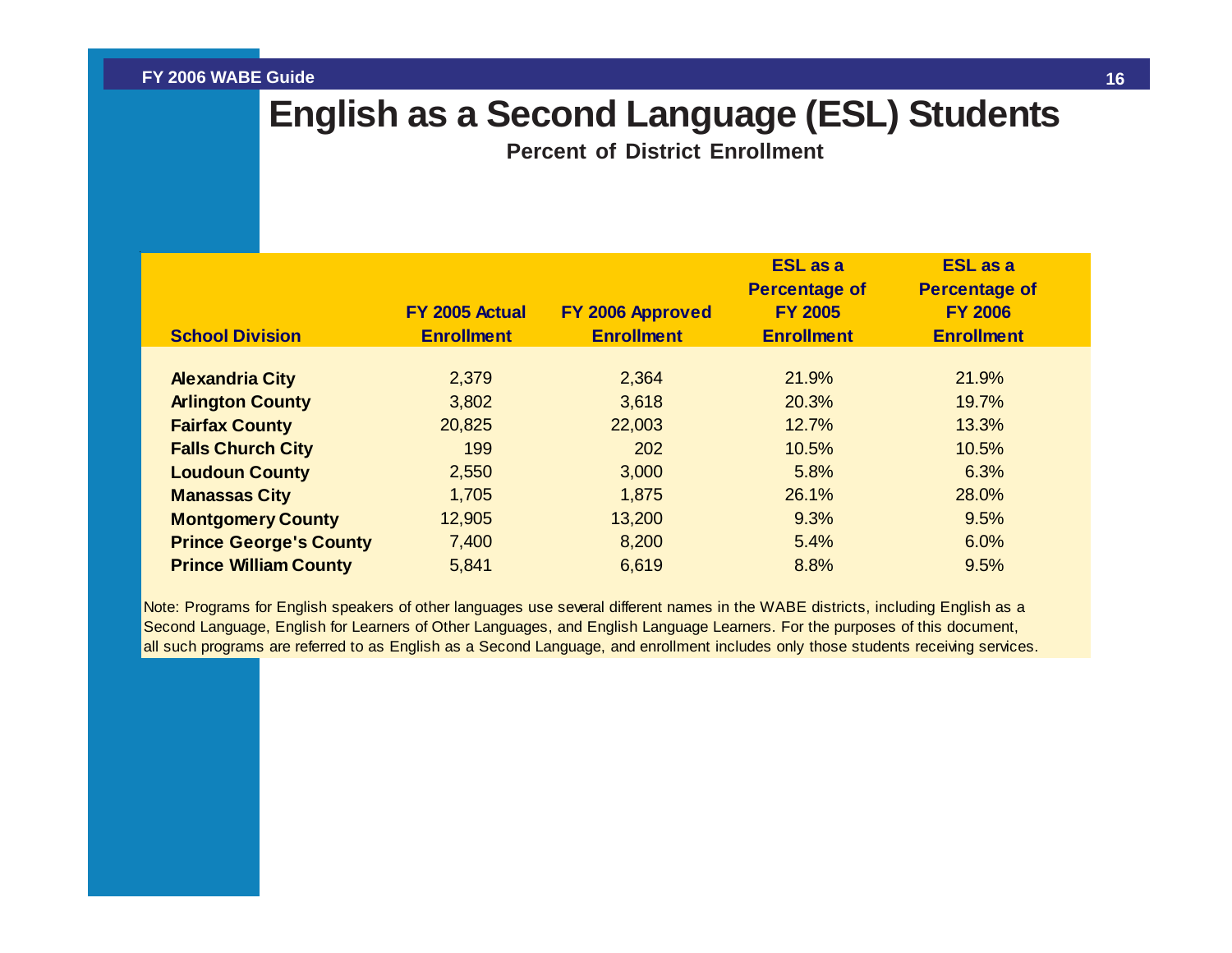# English as a Second Language (ESL) Students

**Percent of District Enrollment**

| School Division | FY 2005 Actual Enrollment | FY 2006 Approved Enrollment | ESL as a Percentage of FY 2005 Enrollment | ESL as a Percentage of FY 2006 Enrollment |
|---|---|---|---|---|
| **Alexandria City** | 2,379 | 2,364 | 21.9% | 21.9% |
| **Arlington County** | 3,802 | 3,618 | 20.3% | 19.7% |
| **Fairfax County** | 20,825 | 22,003 | 12.7% | 13.3% |
| **Falls Church City** | 199 | 202 | 10.5% | 10.5% |
| **Loudoun County** | 2,550 | 3,000 | 5.8% | 6.3% |
| **Manassas City** | 1,705 | 1,875 | 26.1% | 28.0% |
| **Montgomery County** | 12,905 | 13,200 | 9.3% | 9.5% |
| **Prince George's County** | 7,400 | 8,200 | 5.4% | 6.0% |
| **Prince William County** | 5,841 | 6,619 | 8.8% | 9.5% |

Note: Programs for English speakers of other languages use several different names in the WABE districts, including English as a Second Language, English for Learners of Other Languages, and English Language Learners. For the purposes of this document, all such programs are referred to as English as a Second Language, and enrollment includes only those students receiving services.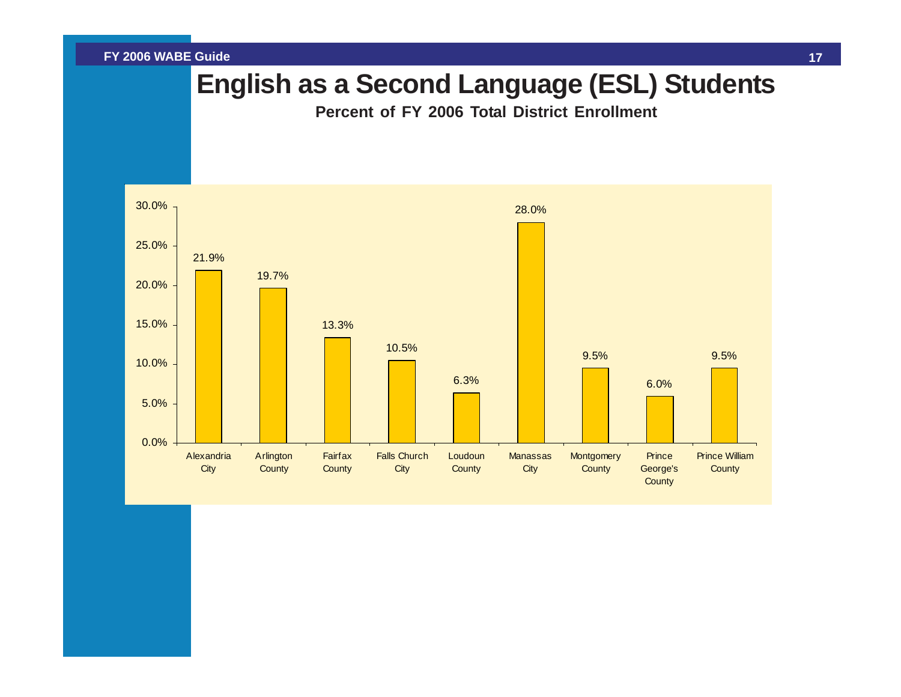# English as a Second Language (ESL) Students

**Percent of FY 2006 Total District Enrollment**

| District | Percent |
| --- | --- |
| Alexandria City | 21.9% |
| Arlington County | 19.7% |
| Fairfax County | 13.3% |
| Falls Church City | 10.5% |
| Loudoun County | 6.3% |
| Manassas City | 28.0% |
| Montgomery County | 9.5% |
| Prince George's County | 6.0% |
| Prince William County | 9.5% |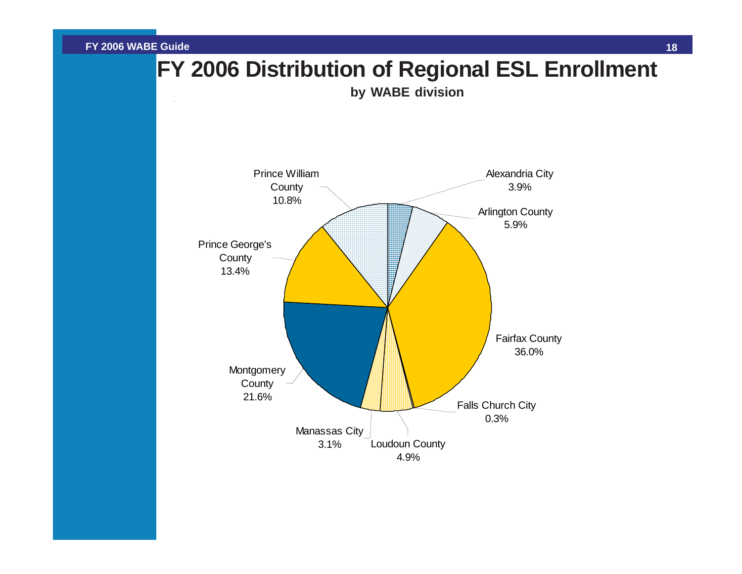# FY 2006 Distribution of Regional ESL Enrollment

**by WABE division**

| Division | Percent |
|---|---|
| Alexandria City | 3.9% |
| Arlington County | 5.9% |
| Fairfax County | 36.0% |
| Falls Church City | 0.3% |
| Loudoun County | 4.9% |
| Manassas City | 3.1% |
| Montgomery County | 21.6% |
| Prince George's County | 13.4% |
| Prince William County | 10.8% |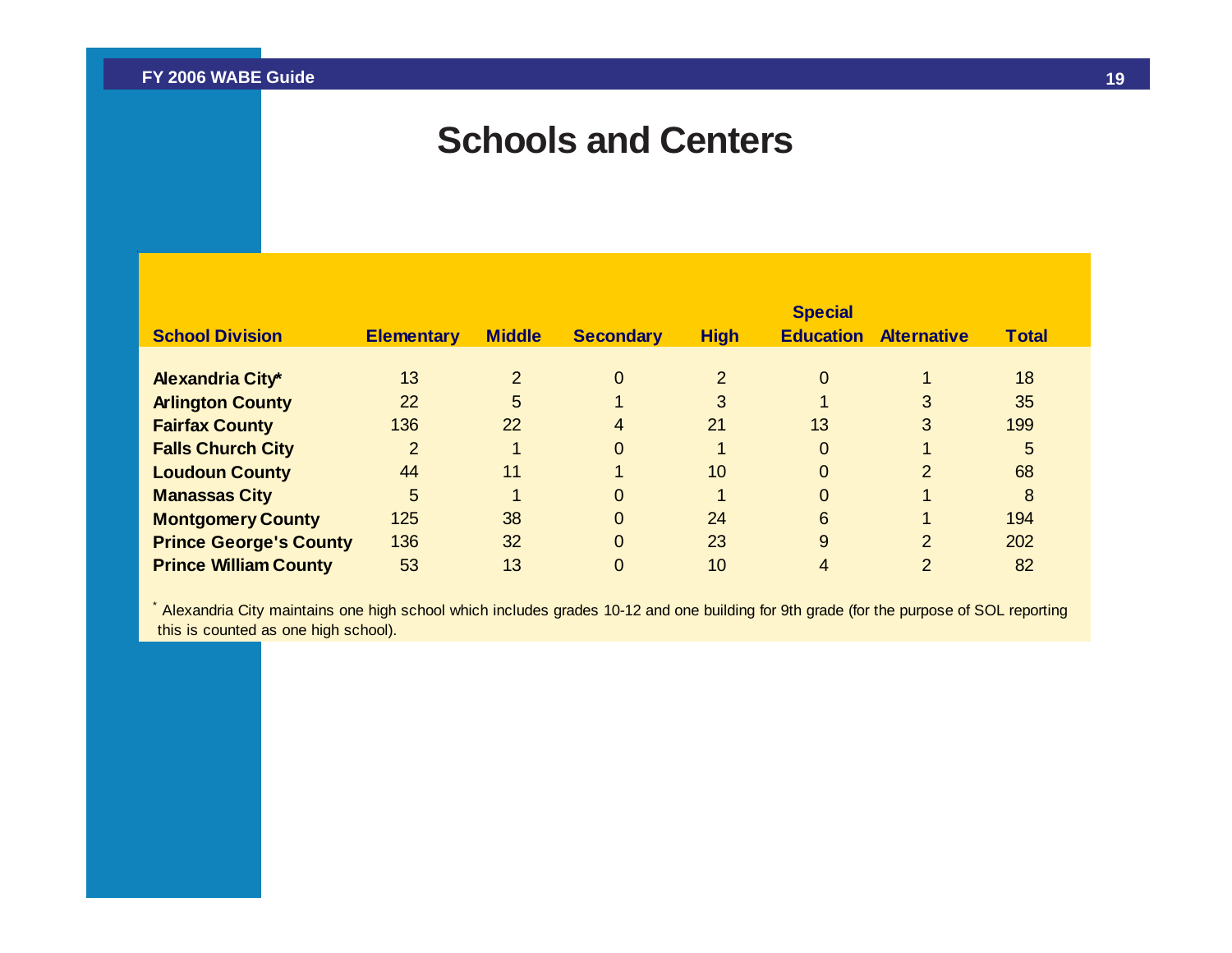# Schools and Centers

| School Division | Elementary | Middle | Secondary | High | Special Education | Alternative | Total |
|---|---|---|---|---|---|---|---|
| **Alexandria City*** | 13 | 2 | 0 | 2 | 0 | 1 | 18 |
| **Arlington County** | 22 | 5 | 1 | 3 | 1 | 3 | 35 |
| **Fairfax County** | 136 | 22 | 4 | 21 | 13 | 3 | 199 |
| **Falls Church City** | 2 | 1 | 0 | 1 | 0 | 1 | 5 |
| **Loudoun County** | 44 | 11 | 1 | 10 | 0 | 2 | 68 |
| **Manassas City** | 5 | 1 | 0 | 1 | 0 | 1 | 8 |
| **Montgomery County** | 125 | 38 | 0 | 24 | 6 | 1 | 194 |
| **Prince George's County** | 136 | 32 | 0 | 23 | 9 | 2 | 202 |
| **Prince William County** | 53 | 13 | 0 | 10 | 4 | 2 | 82 |

* Alexandria City maintains one high school which includes grades 10-12 and one building for 9th grade (for the purpose of SOL reporting this is counted as one high school).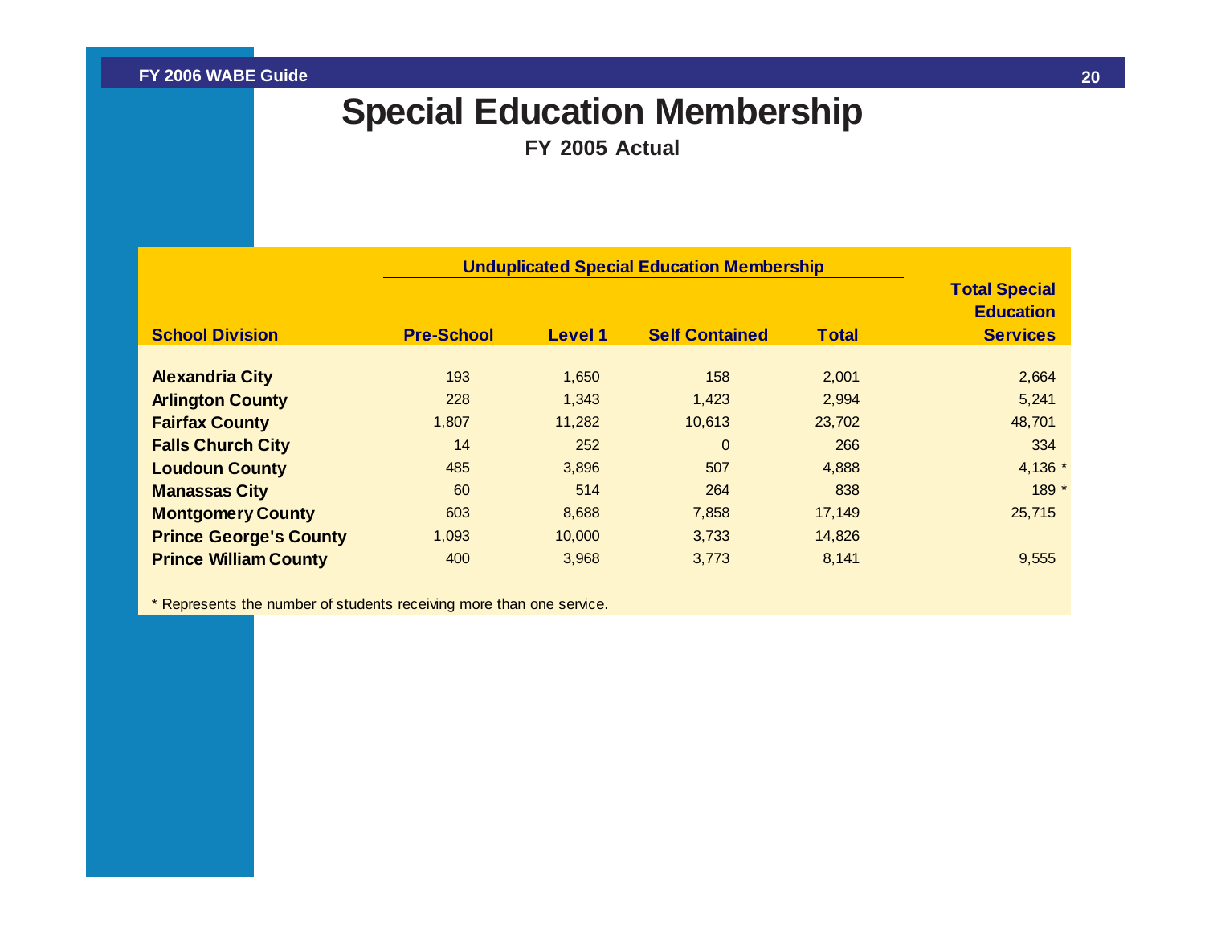# Special Education Membership

**FY 2005 Actual**

| School Division | Unduplicated Special Education Membership | | | | Total Special Education Services |
|---|---|---|---|---|---|
| | Pre-School | Level 1 | Self Contained | Total | |
| Alexandria City | 193 | 1,650 | 158 | 2,001 | 2,664 |
| Arlington County | 228 | 1,343 | 1,423 | 2,994 | 5,241 |
| Fairfax County | 1,807 | 11,282 | 10,613 | 23,702 | 48,701 |
| Falls Church City | 14 | 252 | 0 | 266 | 334 |
| Loudoun County | 485 | 3,896 | 507 | 4,888 | 4,136 * |
| Manassas City | 60 | 514 | 264 | 838 | 189 * |
| Montgomery County | 603 | 8,688 | 7,858 | 17,149 | 25,715 |
| Prince George's County | 1,093 | 10,000 | 3,733 | 14,826 | |
| Prince William County | 400 | 3,968 | 3,773 | 8,141 | 9,555 |

* Represents the number of students receiving more than one service.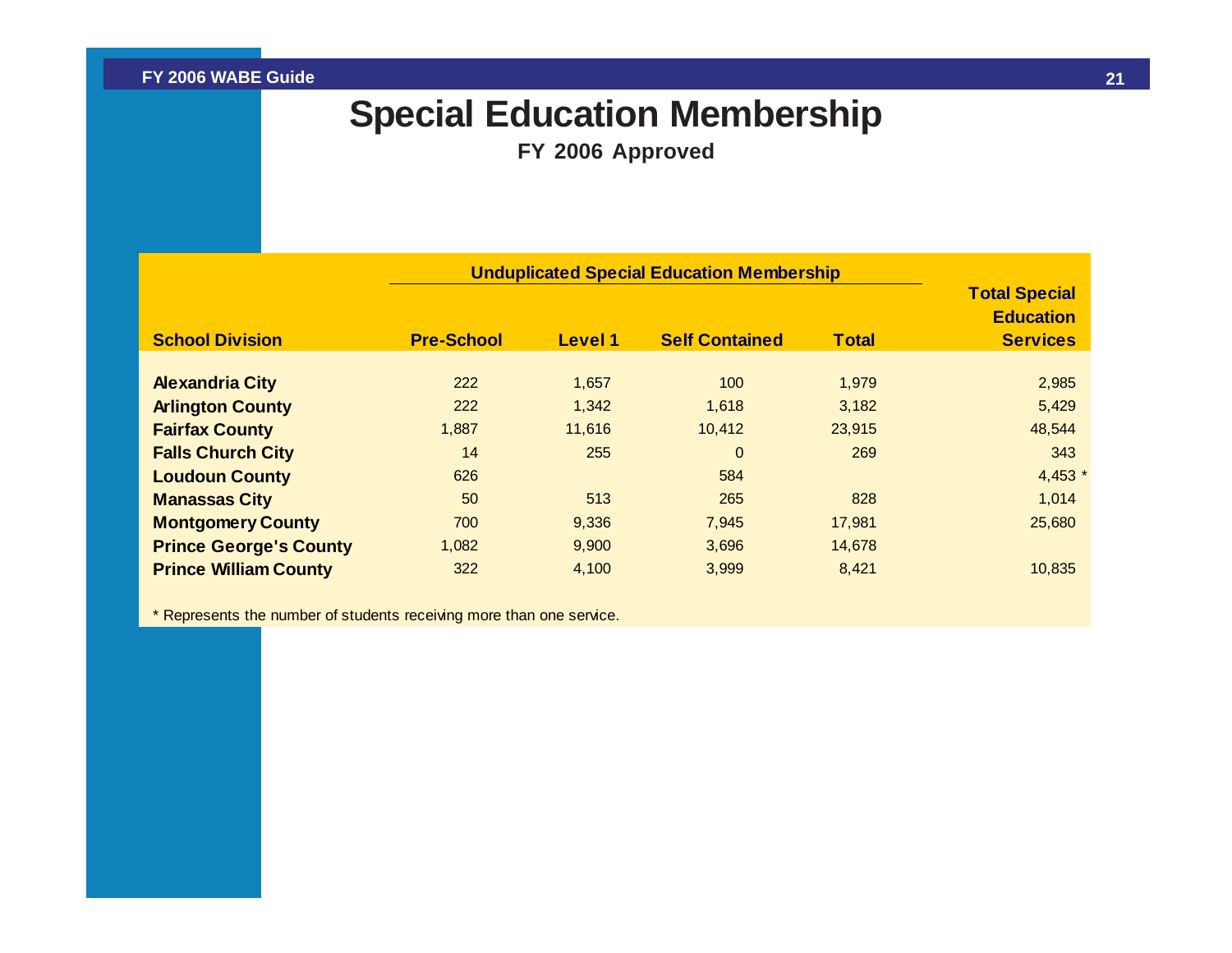# Special Education Membership

**FY 2006 Approved**

| | Unduplicated Special Education Membership | | | | |
|---|---|---|---|---|---|
| **School Division** | **Pre-School** | **Level 1** | **Self Contained** | **Total** | **Total Special Education Services** |
| **Alexandria City** | 222 | 1,657 | 100 | 1,979 | 2,985 |
| **Arlington County** | 222 | 1,342 | 1,618 | 3,182 | 5,429 |
| **Fairfax County** | 1,887 | 11,616 | 10,412 | 23,915 | 48,544 |
| **Falls Church City** | 14 | 255 | 0 | 269 | 343 |
| **Loudoun County** | 626 | | 584 | | 4,453 * |
| **Manassas City** | 50 | 513 | 265 | 828 | 1,014 |
| **Montgomery County** | 700 | 9,336 | 7,945 | 17,981 | 25,680 |
| **Prince George's County** | 1,082 | 9,900 | 3,696 | 14,678 | |
| **Prince William County** | 322 | 4,100 | 3,999 | 8,421 | 10,835 |

* Represents the number of students receiving more than one service.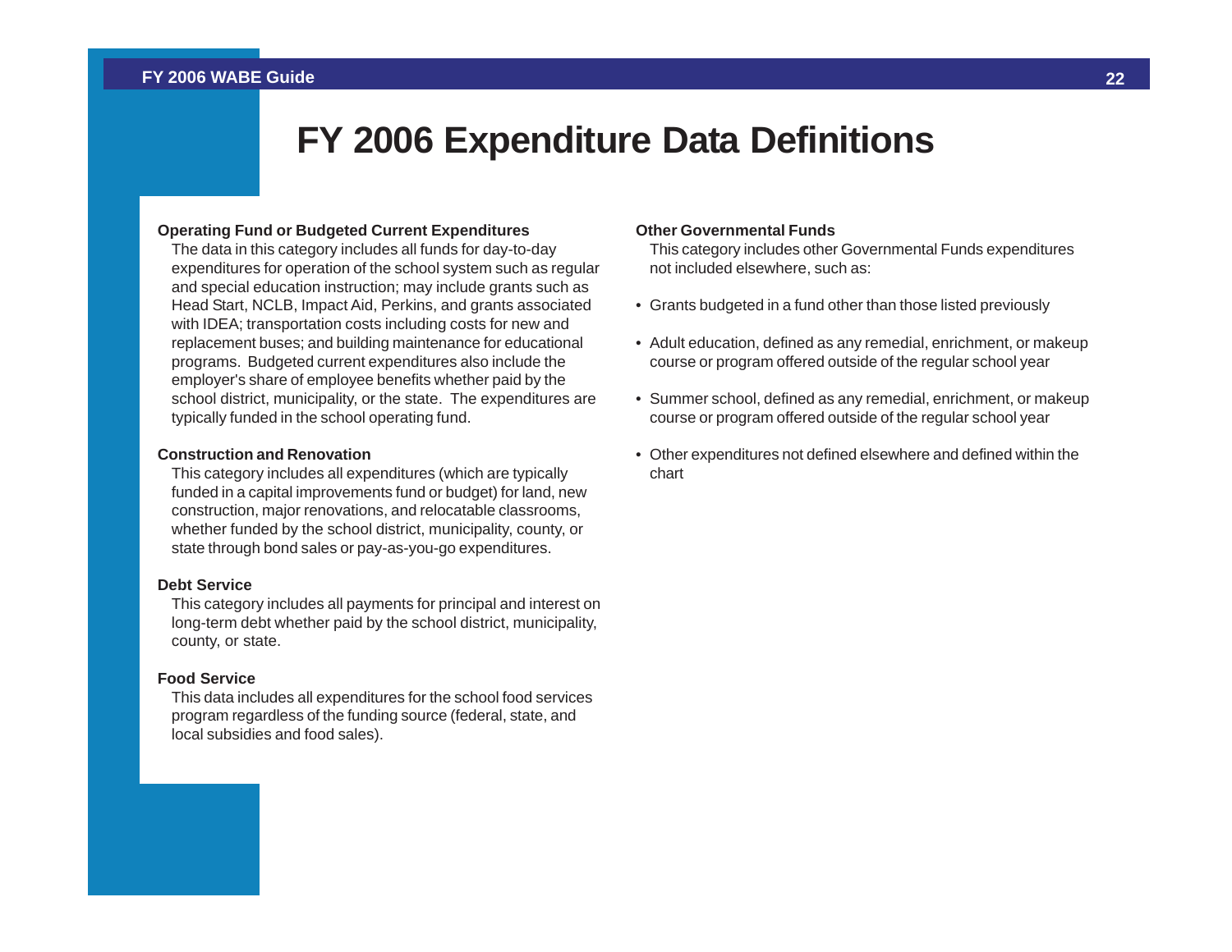# FY 2006 Expenditure Data Definitions

**Operating Fund or Budgeted Current Expenditures**

The data in this category includes all funds for day-to-day expenditures for operation of the school system such as regular and special education instruction; may include grants such as Head Start, NCLB, Impact Aid, Perkins, and grants associated with IDEA; transportation costs including costs for new and replacement buses; and building maintenance for educational programs. Budgeted current expenditures also include the employer's share of employee benefits whether paid by the school district, municipality, or the state. The expenditures are typically funded in the school operating fund.

**Construction and Renovation**

This category includes all expenditures (which are typically funded in a capital improvements fund or budget) for land, new construction, major renovations, and relocatable classrooms, whether funded by the school district, municipality, county, or state through bond sales or pay-as-you-go expenditures.

**Debt Service**

This category includes all payments for principal and interest on long-term debt whether paid by the school district, municipality, county, or state.

**Food Service**

This data includes all expenditures for the school food services program regardless of the funding source (federal, state, and local subsidies and food sales).

**Other Governmental Funds**

This category includes other Governmental Funds expenditures not included elsewhere, such as:

- Grants budgeted in a fund other than those listed previously
- Adult education, defined as any remedial, enrichment, or makeup course or program offered outside of the regular school year
- Summer school, defined as any remedial, enrichment, or makeup course or program offered outside of the regular school year
- Other expenditures not defined elsewhere and defined within the chart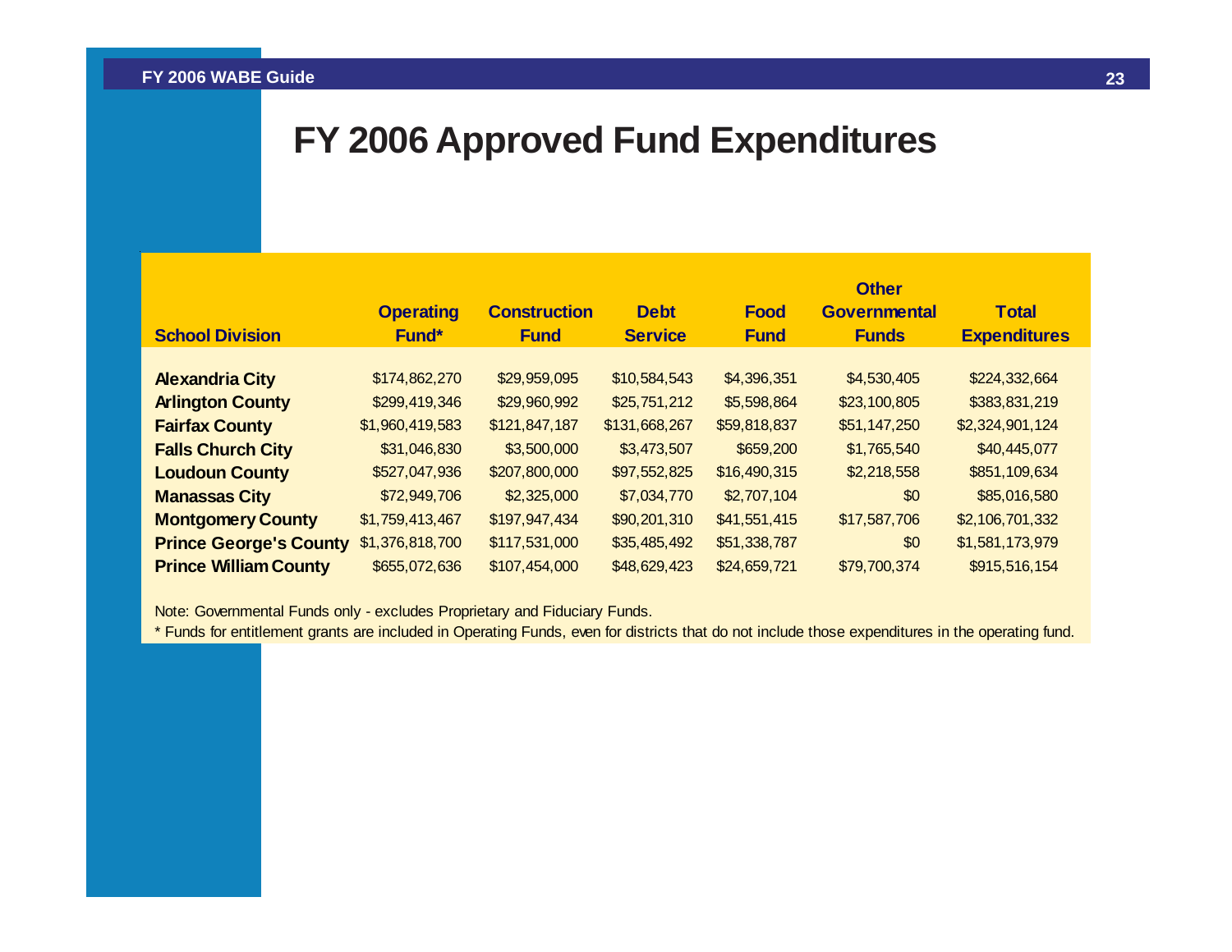# FY 2006 Approved Fund Expenditures

| School Division | Operating Fund* | Construction Fund | Debt Service | Food Fund | Other Governmental Funds | Total Expenditures |
|---|---|---|---|---|---|---|
| **Alexandria City** | $174,862,270 | $29,959,095 | $10,584,543 | $4,396,351 | $4,530,405 | $224,332,664 |
| **Arlington County** | $299,419,346 | $29,960,992 | $25,751,212 | $5,598,864 | $23,100,805 | $383,831,219 |
| **Fairfax County** | $1,960,419,583 | $121,847,187 | $131,668,267 | $59,818,837 | $51,147,250 | $2,324,901,124 |
| **Falls Church City** | $31,046,830 | $3,500,000 | $3,473,507 | $659,200 | $1,765,540 | $40,445,077 |
| **Loudoun County** | $527,047,936 | $207,800,000 | $97,552,825 | $16,490,315 | $2,218,558 | $851,109,634 |
| **Manassas City** | $72,949,706 | $2,325,000 | $7,034,770 | $2,707,104 | $0 | $85,016,580 |
| **Montgomery County** | $1,759,413,467 | $197,947,434 | $90,201,310 | $41,551,415 | $17,587,706 | $2,106,701,332 |
| **Prince George's County** | $1,376,818,700 | $117,531,000 | $35,485,492 | $51,338,787 | $0 | $1,581,173,979 |
| **Prince William County** | $655,072,636 | $107,454,000 | $48,629,423 | $24,659,721 | $79,700,374 | $915,516,154 |

Note: Governmental Funds only - excludes Proprietary and Fiduciary Funds.

* Funds for entitlement grants are included in Operating Funds, even for districts that do not include those expenditures in the operating fund.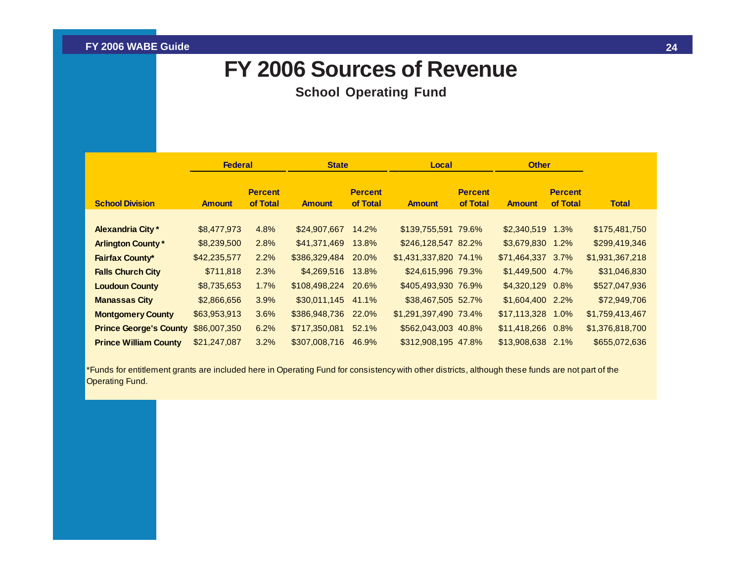# FY 2006 Sources of Revenue

## School Operating Fund

| | Federal | | State | | Local | | Other | | |
|---|---|---|---|---|---|---|---|---|---|
| School Division | Amount | Percent of Total | Amount | Percent of Total | Amount | Percent of Total | Amount | Percent of Total | Total |
| Alexandria City * | $8,477,973 | 4.8% | $24,907,667 | 14.2% | $139,755,591 | 79.6% | $2,340,519 | 1.3% | $175,481,750 |
| Arlington County * | $8,239,500 | 2.8% | $41,371,469 | 13.8% | $246,128,547 | 82.2% | $3,679,830 | 1.2% | $299,419,346 |
| Fairfax County* | $42,235,577 | 2.2% | $386,329,484 | 20.0% | $1,431,337,820 | 74.1% | $71,464,337 | 3.7% | $1,931,367,218 |
| Falls Church City | $711,818 | 2.3% | $4,269,516 | 13.8% | $24,615,996 | 79.3% | $1,449,500 | 4.7% | $31,046,830 |
| Loudoun County | $8,735,653 | 1.7% | $108,498,224 | 20.6% | $405,493,930 | 76.9% | $4,320,129 | 0.8% | $527,047,936 |
| Manassas City | $2,866,656 | 3.9% | $30,011,145 | 41.1% | $38,467,505 | 52.7% | $1,604,400 | 2.2% | $72,949,706 |
| Montgomery County | $63,953,913 | 3.6% | $386,948,736 | 22.0% | $1,291,397,490 | 73.4% | $17,113,328 | 1.0% | $1,759,413,467 |
| Prince George's County | $86,007,350 | 6.2% | $717,350,081 | 52.1% | $562,043,003 | 40.8% | $11,418,266 | 0.8% | $1,376,818,700 |
| Prince William County | $21,247,087 | 3.2% | $307,008,716 | 46.9% | $312,908,195 | 47.8% | $13,908,638 | 2.1% | $655,072,636 |

*Funds for entitlement grants are included here in Operating Fund for consistency with other districts, although these funds are not part of the Operating Fund.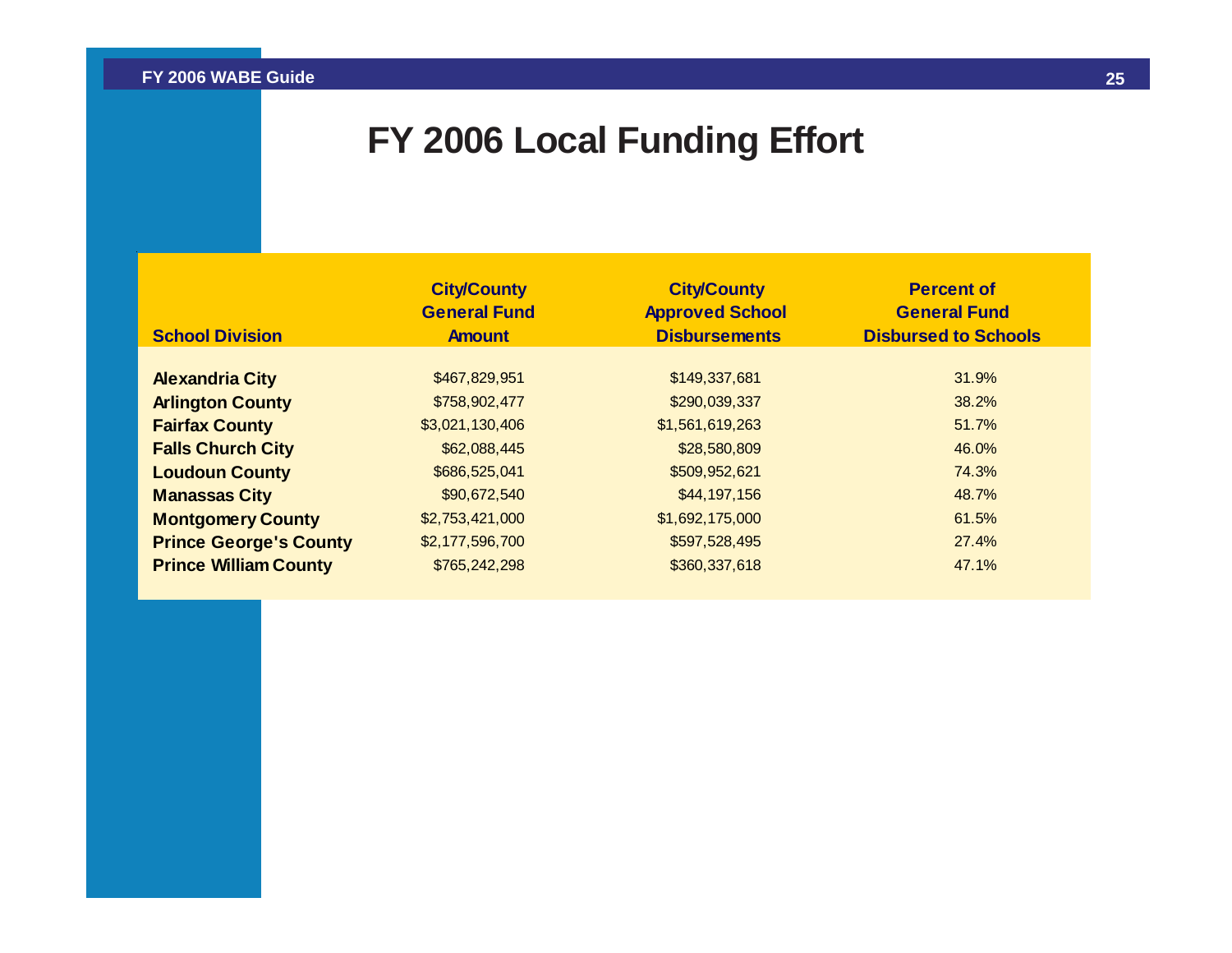# FY 2006 Local Funding Effort

| School Division | City/County General Fund Amount | City/County Approved School Disbursements | Percent of General Fund Disbursed to Schools |
|---|---|---|---|
| **Alexandria City** | $467,829,951 | $149,337,681 | 31.9% |
| **Arlington County** | $758,902,477 | $290,039,337 | 38.2% |
| **Fairfax County** | $3,021,130,406 | $1,561,619,263 | 51.7% |
| **Falls Church City** | $62,088,445 | $28,580,809 | 46.0% |
| **Loudoun County** | $686,525,041 | $509,952,621 | 74.3% |
| **Manassas City** | $90,672,540 | $44,197,156 | 48.7% |
| **Montgomery County** | $2,753,421,000 | $1,692,175,000 | 61.5% |
| **Prince George's County** | $2,177,596,700 | $597,528,495 | 27.4% |
| **Prince William County** | $765,242,298 | $360,337,618 | 47.1% |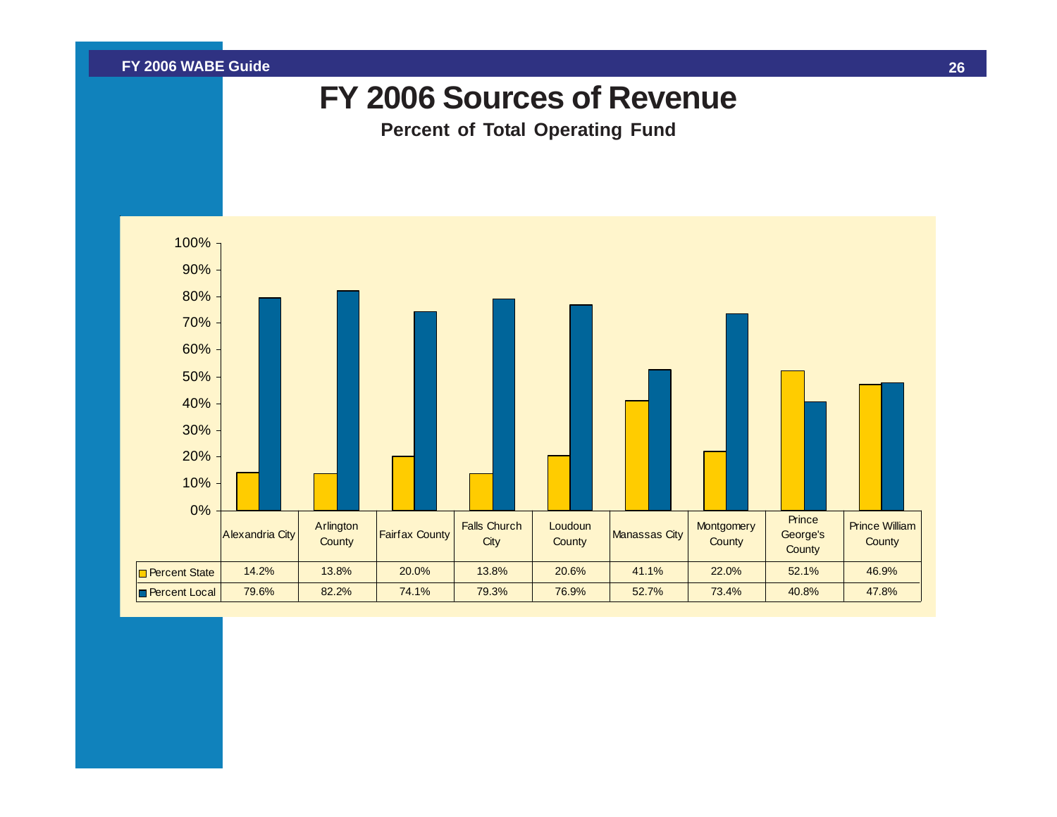# FY 2006 Sources of Revenue

**Percent of Total Operating Fund**

| | Alexandria City | Arlington County | Fairfax County | Falls Church City | Loudoun County | Manassas City | Montgomery County | Prince George's County | Prince William County |
|---|---|---|---|---|---|---|---|---|---|
| Percent State | 14.2% | 13.8% | 20.0% | 13.8% | 20.6% | 41.1% | 22.0% | 52.1% | 46.9% |
| Percent Local | 79.6% | 82.2% | 74.1% | 79.3% | 76.9% | 52.7% | 73.4% | 40.8% | 47.8% |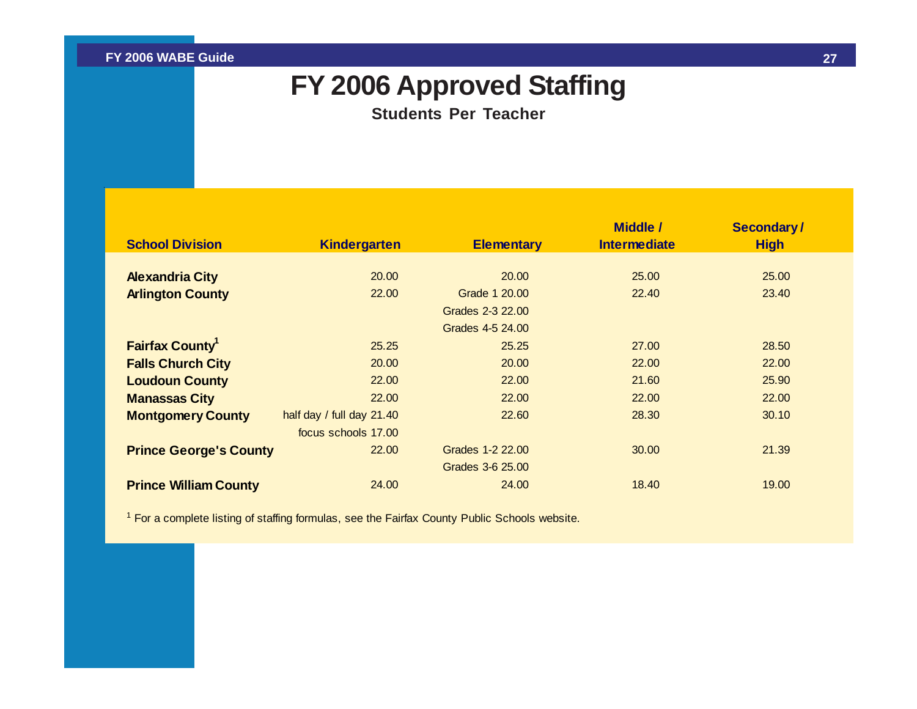# FY 2006 Approved Staffing

**Students Per Teacher**

| School Division | Kindergarten | Elementary | Middle / Intermediate | Secondary / High |
|---|---|---|---|---|
| **Alexandria City** | 20.00 | 20.00 | 25.00 | 25.00 |
| **Arlington County** | 22.00 | Grade 1 20.00 | 22.40 | 23.40 |
| | | Grades 2-3 22.00 | | |
| | | Grades 4-5 24.00 | | |
| **Fairfax County**[1] | 25.25 | 25.25 | 27.00 | 28.50 |
| **Falls Church City** | 20.00 | 20.00 | 22.00 | 22.00 |
| **Loudoun County** | 22.00 | 22.00 | 21.60 | 25.90 |
| **Manassas City** | 22.00 | 22.00 | 22.00 | 22.00 |
| **Montgomery County** | half day / full day 21.40 | 22.60 | 28.30 | 30.10 |
| | focus schools 17.00 | | | |
| **Prince George's County** | 22.00 | Grades 1-2 22.00 | 30.00 | 21.39 |
| | | Grades 3-6 25.00 | | |
| **Prince William County** | 24.00 | 24.00 | 18.40 | 19.00 |

[1] For a complete listing of staffing formulas, see the Fairfax County Public Schools website.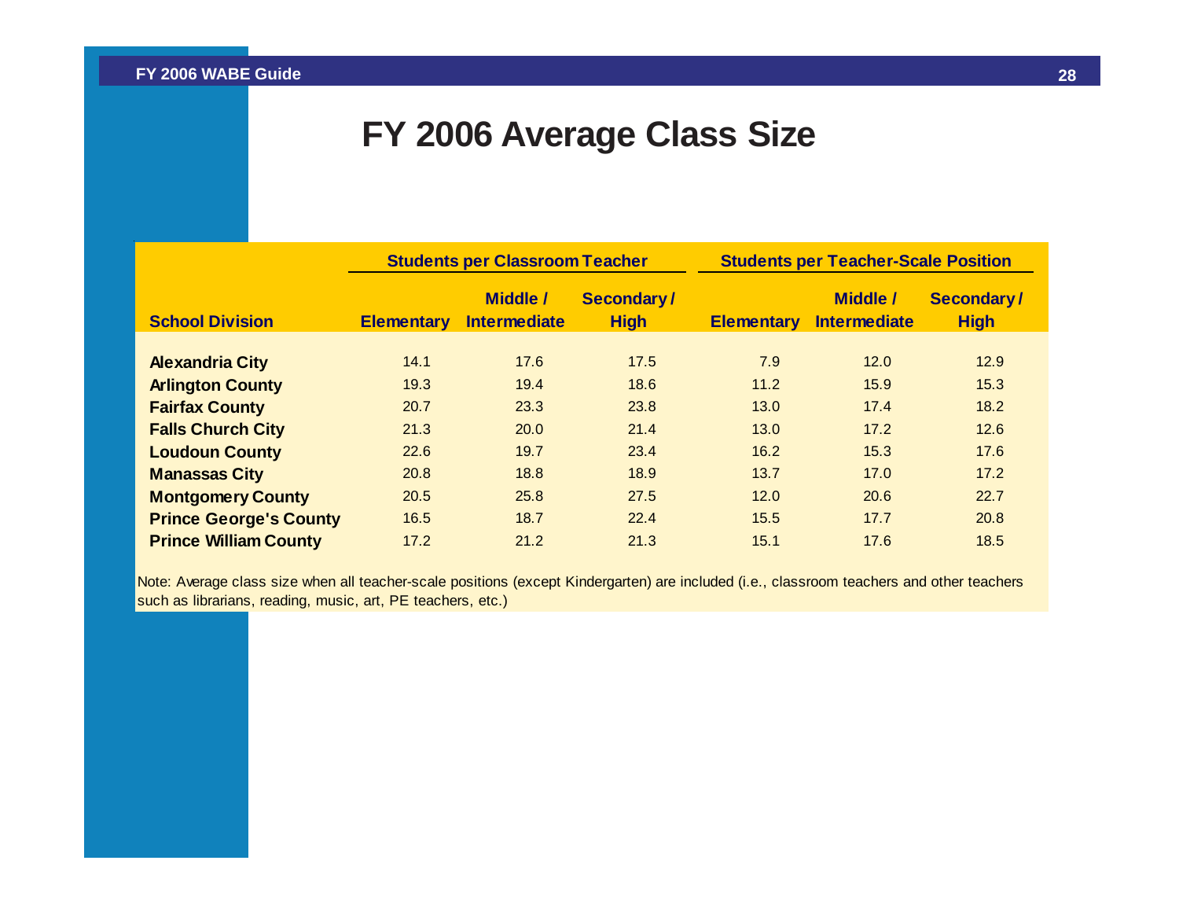# FY 2006 Average Class Size

| School Division | Students per Classroom Teacher | | | Students per Teacher-Scale Position | | |
|---|---|---|---|---|---|---|
| | Elementary | Middle / Intermediate | Secondary / High | Elementary | Middle / Intermediate | Secondary / High |
| **Alexandria City** | 14.1 | 17.6 | 17.5 | 7.9 | 12.0 | 12.9 |
| **Arlington County** | 19.3 | 19.4 | 18.6 | 11.2 | 15.9 | 15.3 |
| **Fairfax County** | 20.7 | 23.3 | 23.8 | 13.0 | 17.4 | 18.2 |
| **Falls Church City** | 21.3 | 20.0 | 21.4 | 13.0 | 17.2 | 12.6 |
| **Loudoun County** | 22.6 | 19.7 | 23.4 | 16.2 | 15.3 | 17.6 |
| **Manassas City** | 20.8 | 18.8 | 18.9 | 13.7 | 17.0 | 17.2 |
| **Montgomery County** | 20.5 | 25.8 | 27.5 | 12.0 | 20.6 | 22.7 |
| **Prince George's County** | 16.5 | 18.7 | 22.4 | 15.5 | 17.7 | 20.8 |
| **Prince William County** | 17.2 | 21.2 | 21.3 | 15.1 | 17.6 | 18.5 |

Note: Average class size when all teacher-scale positions (except Kindergarten) are included (i.e., classroom teachers and other teachers such as librarians, reading, music, art, PE teachers, etc.)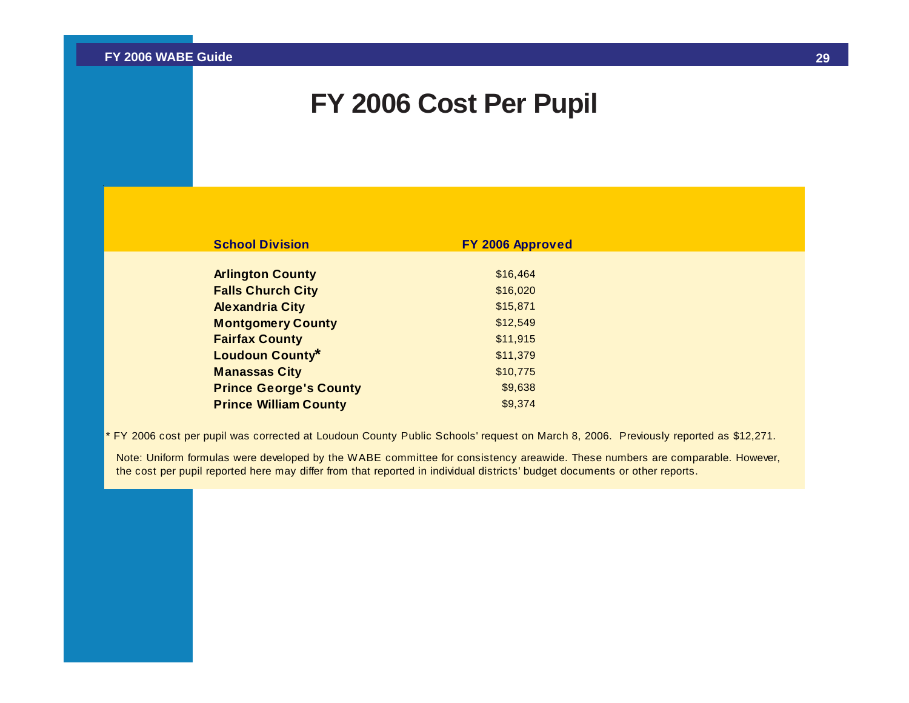# FY 2006 Cost Per Pupil

| School Division | FY 2006 Approved |
|---|---|
| **Arlington County** | $16,464 |
| **Falls Church City** | $16,020 |
| **Alexandria City** | $15,871 |
| **Montgomery County** | $12,549 |
| **Fairfax County** | $11,915 |
| **Loudoun County*** | $11,379 |
| **Manassas City** | $10,775 |
| **Prince George's County** | $9,638 |
| **Prince William County** | $9,374 |

* FY 2006 cost per pupil was corrected at Loudoun County Public Schools' request on March 8, 2006. Previously reported as $12,271.

Note: Uniform formulas were developed by the WABE committee for consistency areawide. These numbers are comparable. However, the cost per pupil reported here may differ from that reported in individual districts' budget documents or other reports.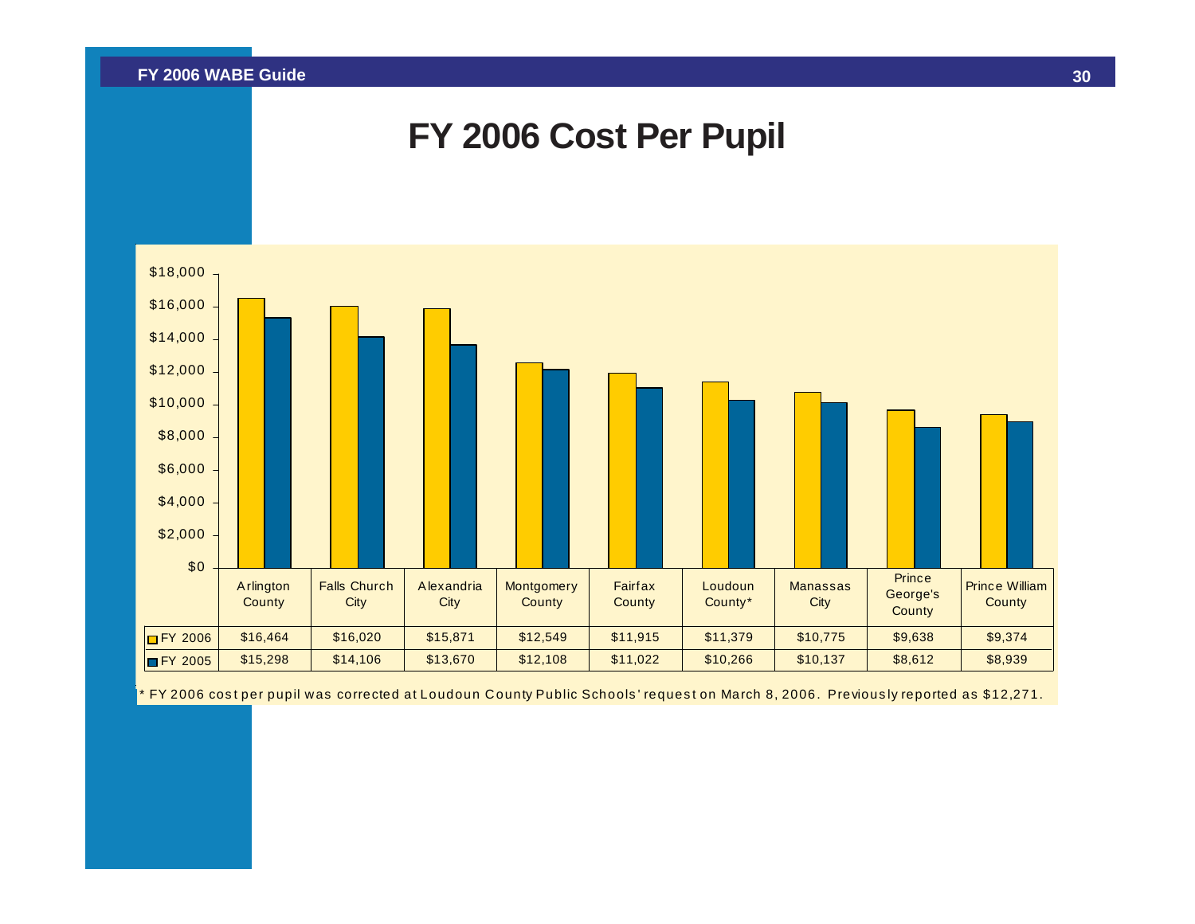# FY 2006 Cost Per Pupil

| | Arlington County | Falls Church City | Alexandria City | Montgomery County | Fairfax County | Loudoun County* | Manassas City | Prince George's County | Prince William County |
|---|---|---|---|---|---|---|---|---|---|
| FY 2006 | $16,464 | $16,020 | $15,871 | $12,549 | $11,915 | $11,379 | $10,775 | $9,638 | $9,374 |
| FY 2005 | $15,298 | $14,106 | $13,670 | $12,108 | $11,022 | $10,266 | $10,137 | $8,612 | $8,939 |

* FY 2006 cost per pupil was corrected at Loudoun County Public Schools' request on March 8, 2006. Previously reported as $12,271.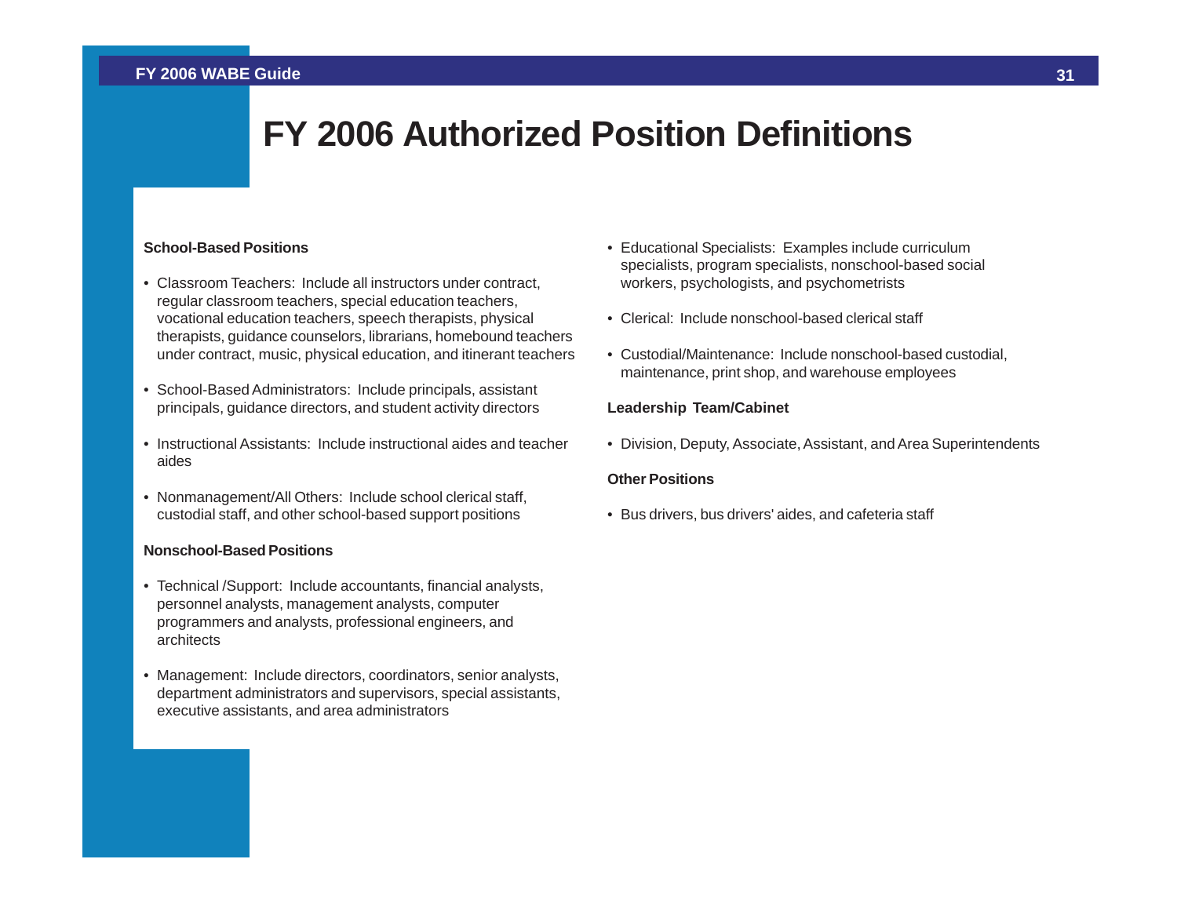# FY 2006 Authorized Position Definitions

**School-Based Positions**

- Classroom Teachers: Include all instructors under contract, regular classroom teachers, special education teachers, vocational education teachers, speech therapists, physical therapists, guidance counselors, librarians, homebound teachers under contract, music, physical education, and itinerant teachers
- School-Based Administrators: Include principals, assistant principals, guidance directors, and student activity directors
- Instructional Assistants: Include instructional aides and teacher aides
- Nonmanagement/All Others: Include school clerical staff, custodial staff, and other school-based support positions

**Nonschool-Based Positions**

- Technical /Support: Include accountants, financial analysts, personnel analysts, management analysts, computer programmers and analysts, professional engineers, and architects
- Management: Include directors, coordinators, senior analysts, department administrators and supervisors, special assistants, executive assistants, and area administrators
- Educational Specialists: Examples include curriculum specialists, program specialists, nonschool-based social workers, psychologists, and psychometrists
- Clerical: Include nonschool-based clerical staff
- Custodial/Maintenance: Include nonschool-based custodial, maintenance, print shop, and warehouse employees

**Leadership Team/Cabinet**

- Division, Deputy, Associate, Assistant, and Area Superintendents

**Other Positions**

- Bus drivers, bus drivers' aides, and cafeteria staff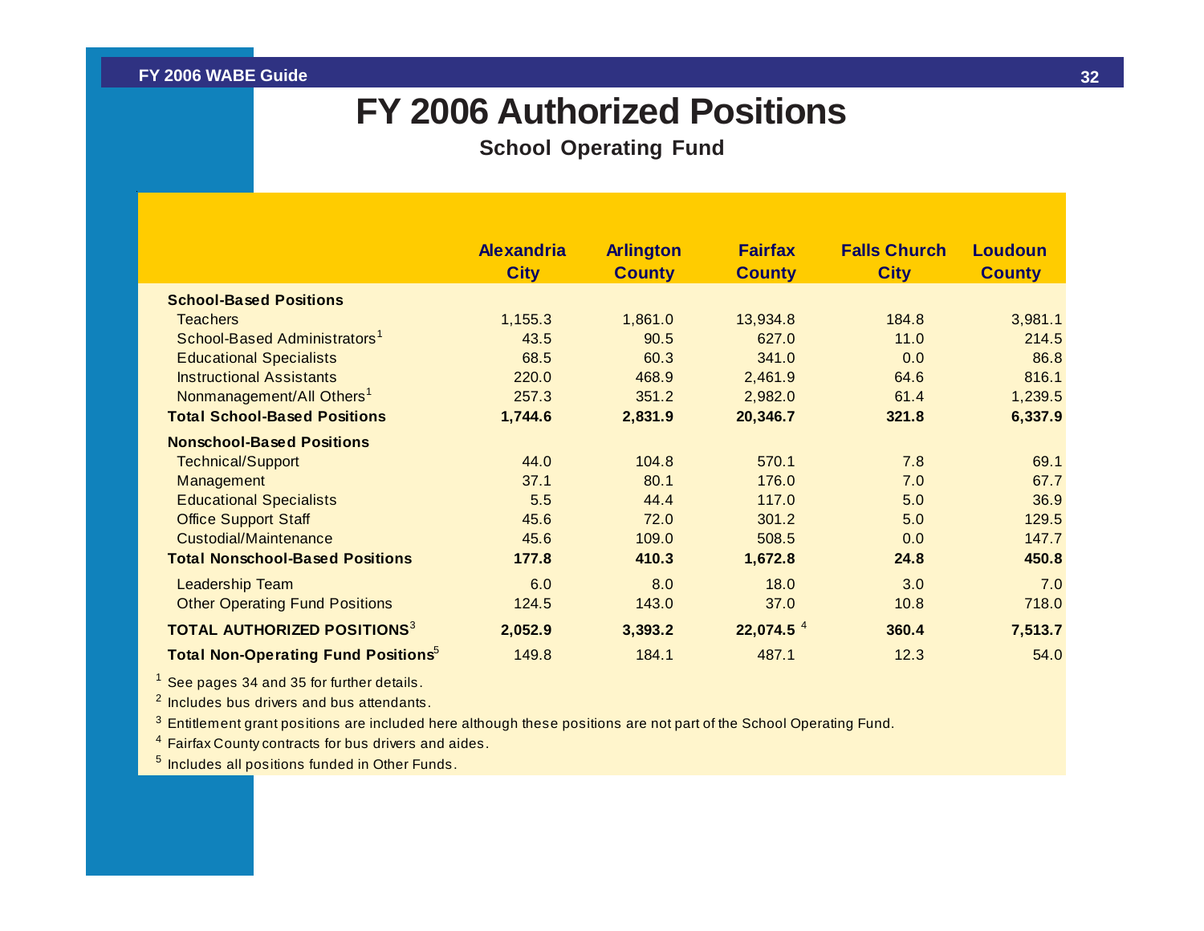# FY 2006 Authorized Positions

**School Operating Fund**

| | Alexandria City | Arlington County | Fairfax County | Falls Church City | Loudoun County |
|---|---|---|---|---|---|
| **School-Based Positions** | | | | | |
| Teachers | 1,155.3 | 1,861.0 | 13,934.8 | 184.8 | 3,981.1 |
| School-Based Administrators[1] | 43.5 | 90.5 | 627.0 | 11.0 | 214.5 |
| Educational Specialists | 68.5 | 60.3 | 341.0 | 0.0 | 86.8 |
| Instructional Assistants | 220.0 | 468.9 | 2,461.9 | 64.6 | 816.1 |
| Nonmanagement/All Others[1] | 257.3 | 351.2 | 2,982.0 | 61.4 | 1,239.5 |
| **Total School-Based Positions** | **1,744.6** | **2,831.9** | **20,346.7** | **321.8** | **6,337.9** |
| **Nonschool-Based Positions** | | | | | |
| Technical/Support | 44.0 | 104.8 | 570.1 | 7.8 | 69.1 |
| Management | 37.1 | 80.1 | 176.0 | 7.0 | 67.7 |
| Educational Specialists | 5.5 | 44.4 | 117.0 | 5.0 | 36.9 |
| Office Support Staff | 45.6 | 72.0 | 301.2 | 5.0 | 129.5 |
| Custodial/Maintenance | 45.6 | 109.0 | 508.5 | 0.0 | 147.7 |
| **Total Nonschool-Based Positions** | **177.8** | **410.3** | **1,672.8** | **24.8** | **450.8** |
| Leadership Team | 6.0 | 8.0 | 18.0 | 3.0 | 7.0 |
| Other Operating Fund Positions | 124.5 | 143.0 | 37.0 | 10.8 | 718.0 |
| **TOTAL AUTHORIZED POSITIONS[3]** | **2,052.9** | **3,393.2** | **22,074.5** [4] | **360.4** | **7,513.7** |
| **Total Non-Operating Fund Positions[5]** | 149.8 | 184.1 | 487.1 | 12.3 | 54.0 |

[1] See pages 34 and 35 for further details.

[2] Includes bus drivers and bus attendants.

[3] Entitlement grant positions are included here although these positions are not part of the School Operating Fund.

[4] Fairfax County contracts for bus drivers and aides.

[5] Includes all positions funded in Other Funds.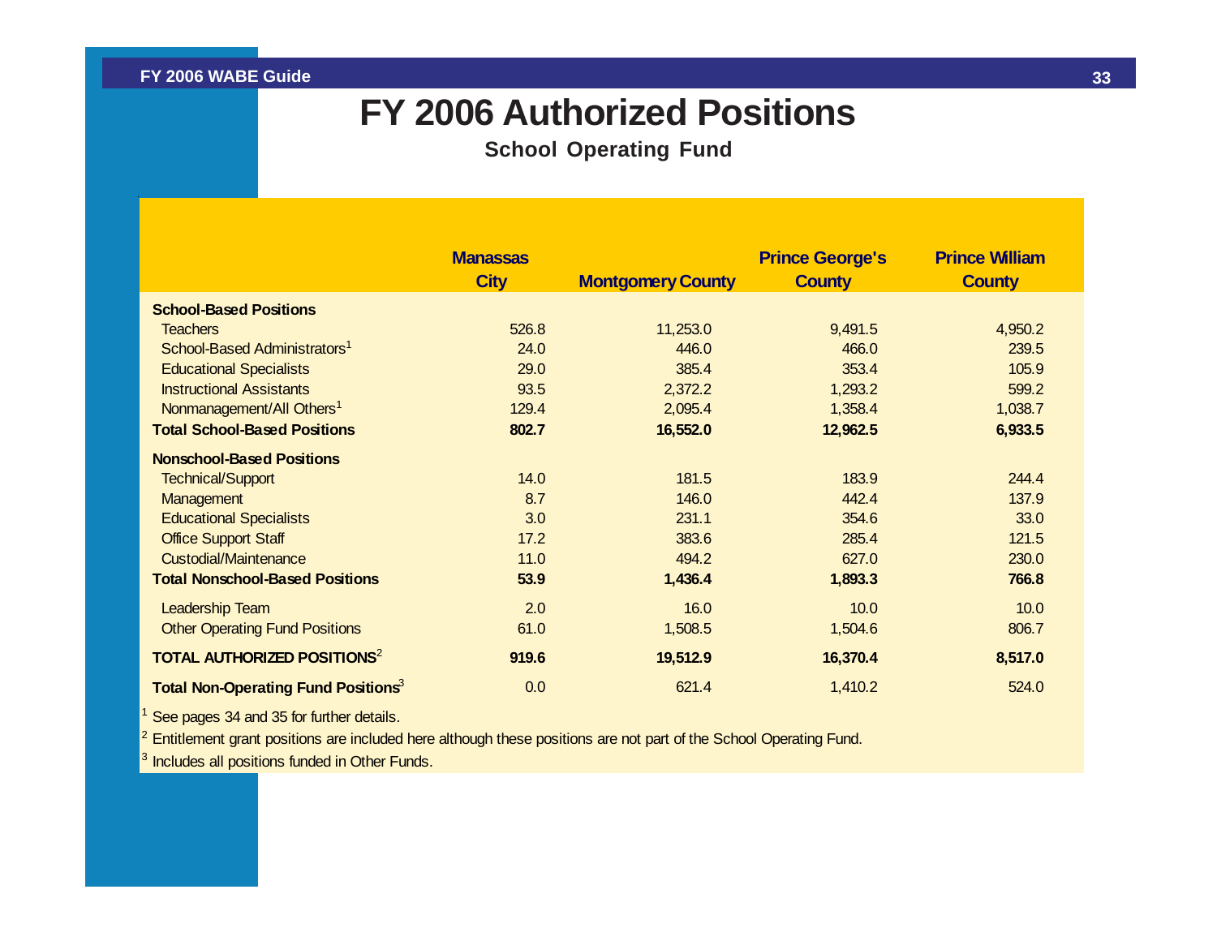# FY 2006 Authorized Positions

**School Operating Fund**

| | Manassas City | Montgomery County | Prince George's County | Prince William County |
|---|---|---|---|---|
| **School-Based Positions** | | | | |
| Teachers | 526.8 | 11,253.0 | 9,491.5 | 4,950.2 |
| School-Based Administrators[1] | 24.0 | 446.0 | 466.0 | 239.5 |
| Educational Specialists | 29.0 | 385.4 | 353.4 | 105.9 |
| Instructional Assistants | 93.5 | 2,372.2 | 1,293.2 | 599.2 |
| Nonmanagement/All Others[1] | 129.4 | 2,095.4 | 1,358.4 | 1,038.7 |
| **Total School-Based Positions** | **802.7** | **16,552.0** | **12,962.5** | **6,933.5** |
| **Nonschool-Based Positions** | | | | |
| Technical/Support | 14.0 | 181.5 | 183.9 | 244.4 |
| Management | 8.7 | 146.0 | 442.4 | 137.9 |
| Educational Specialists | 3.0 | 231.1 | 354.6 | 33.0 |
| Office Support Staff | 17.2 | 383.6 | 285.4 | 121.5 |
| Custodial/Maintenance | 11.0 | 494.2 | 627.0 | 230.0 |
| **Total Nonschool-Based Positions** | **53.9** | **1,436.4** | **1,893.3** | **766.8** |
| Leadership Team | 2.0 | 16.0 | 10.0 | 10.0 |
| Other Operating Fund Positions | 61.0 | 1,508.5 | 1,504.6 | 806.7 |
| **TOTAL AUTHORIZED POSITIONS[2]** | **919.6** | **19,512.9** | **16,370.4** | **8,517.0** |
| **Total Non-Operating Fund Positions[3]** | 0.0 | 621.4 | 1,410.2 | 524.0 |

[1] See pages 34 and 35 for further details.

[2] Entitlement grant positions are included here although these positions are not part of the School Operating Fund.

[3] Includes all positions funded in Other Funds.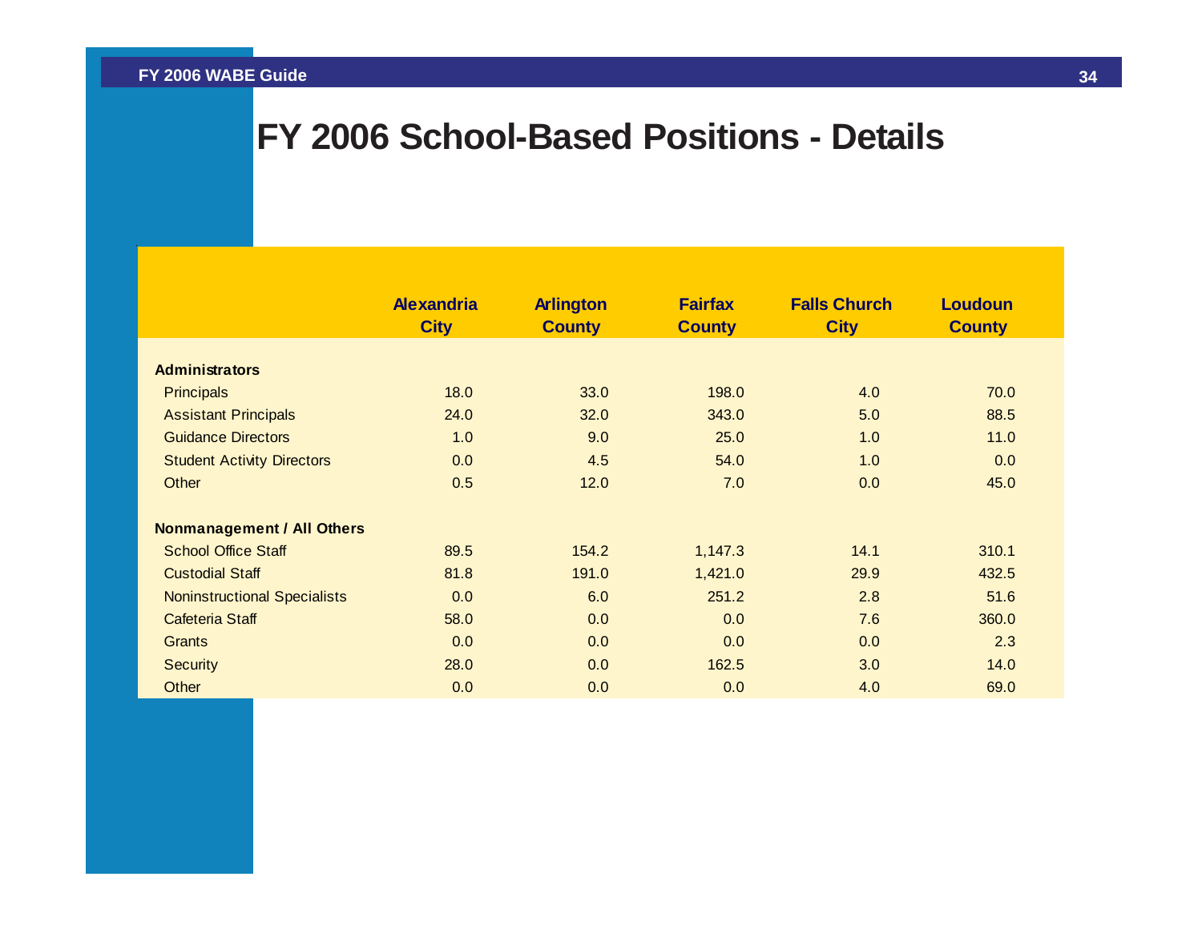# FY 2006 School-Based Positions - Details

| | Alexandria City | Arlington County | Fairfax County | Falls Church City | Loudoun County |
|---|---|---|---|---|---|
| **Administrators** | | | | | |
| Principals | 18.0 | 33.0 | 198.0 | 4.0 | 70.0 |
| Assistant Principals | 24.0 | 32.0 | 343.0 | 5.0 | 88.5 |
| Guidance Directors | 1.0 | 9.0 | 25.0 | 1.0 | 11.0 |
| Student Activity Directors | 0.0 | 4.5 | 54.0 | 1.0 | 0.0 |
| Other | 0.5 | 12.0 | 7.0 | 0.0 | 45.0 |
| **Nonmanagement / All Others** | | | | | |
| School Office Staff | 89.5 | 154.2 | 1,147.3 | 14.1 | 310.1 |
| Custodial Staff | 81.8 | 191.0 | 1,421.0 | 29.9 | 432.5 |
| Noninstructional Specialists | 0.0 | 6.0 | 251.2 | 2.8 | 51.6 |
| Cafeteria Staff | 58.0 | 0.0 | 0.0 | 7.6 | 360.0 |
| Grants | 0.0 | 0.0 | 0.0 | 0.0 | 2.3 |
| Security | 28.0 | 0.0 | 162.5 | 3.0 | 14.0 |
| Other | 0.0 | 0.0 | 0.0 | 4.0 | 69.0 |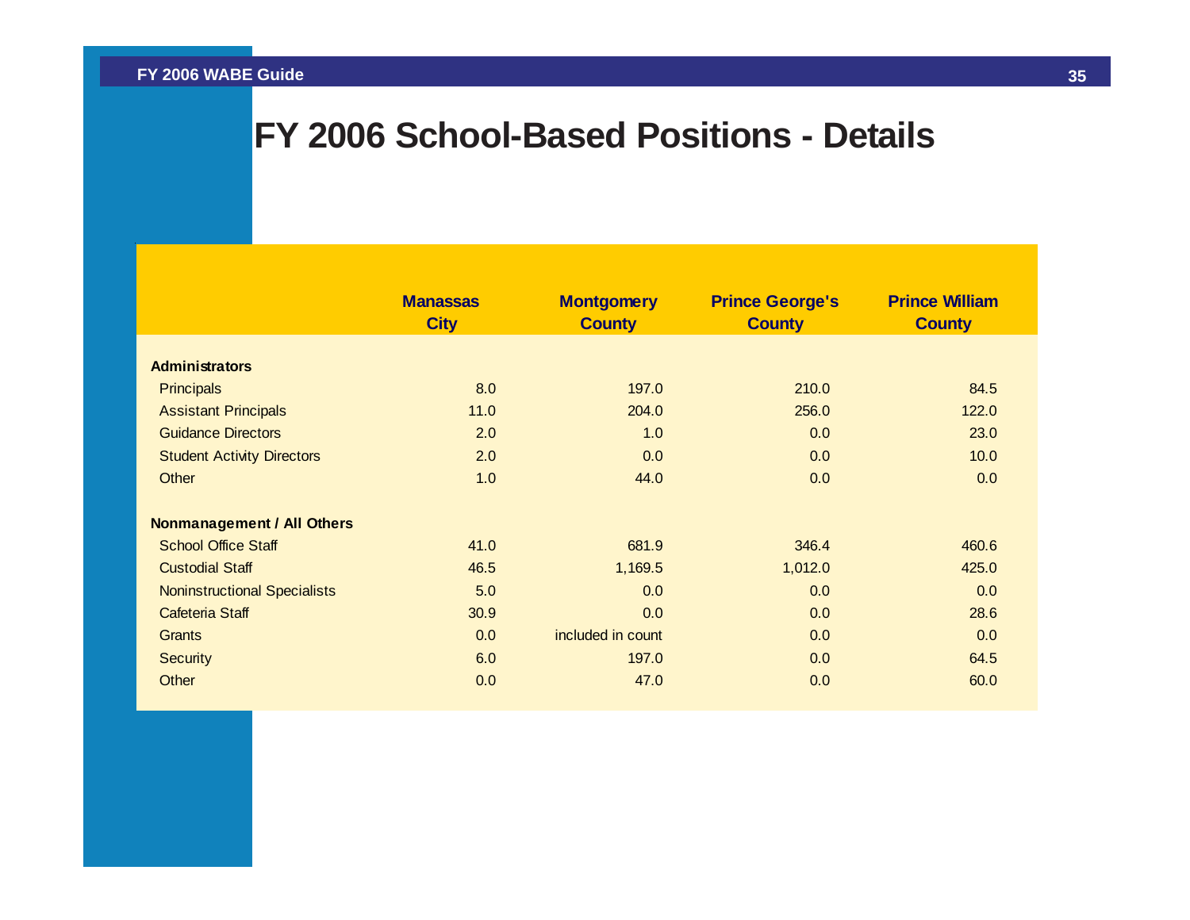# FY 2006 School-Based Positions - Details

| | Manassas City | Montgomery County | Prince George's County | Prince William County |
|---|---|---|---|---|
| **Administrators** | | | | |
| Principals | 8.0 | 197.0 | 210.0 | 84.5 |
| Assistant Principals | 11.0 | 204.0 | 256.0 | 122.0 |
| Guidance Directors | 2.0 | 1.0 | 0.0 | 23.0 |
| Student Activity Directors | 2.0 | 0.0 | 0.0 | 10.0 |
| Other | 1.0 | 44.0 | 0.0 | 0.0 |
| **Nonmanagement / All Others** | | | | |
| School Office Staff | 41.0 | 681.9 | 346.4 | 460.6 |
| Custodial Staff | 46.5 | 1,169.5 | 1,012.0 | 425.0 |
| Noninstructional Specialists | 5.0 | 0.0 | 0.0 | 0.0 |
| Cafeteria Staff | 30.9 | 0.0 | 0.0 | 28.6 |
| Grants | 0.0 | included in count | 0.0 | 0.0 |
| Security | 6.0 | 197.0 | 0.0 | 64.5 |
| Other | 0.0 | 47.0 | 0.0 | 60.0 |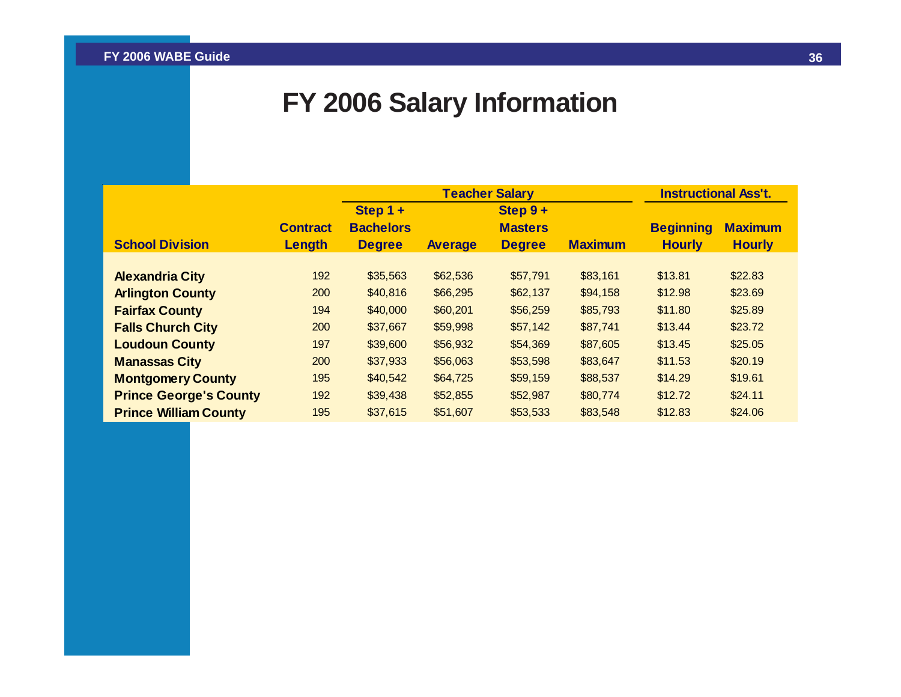# FY 2006 Salary Information

| School Division | Contract Length | Teacher Salary: Step 1 + Bachelors Degree | Average | Step 9 + Masters Degree | Maximum | Instructional Ass't.: Beginning Hourly | Maximum Hourly |
|---|---|---|---|---|---|---|---|
| **Alexandria City** | 192 | $35,563 | $62,536 | $57,791 | $83,161 | $13.81 | $22.83 |
| **Arlington County** | 200 | $40,816 | $66,295 | $62,137 | $94,158 | $12.98 | $23.69 |
| **Fairfax County** | 194 | $40,000 | $60,201 | $56,259 | $85,793 | $11.80 | $25.89 |
| **Falls Church City** | 200 | $37,667 | $59,998 | $57,142 | $87,741 | $13.44 | $23.72 |
| **Loudoun County** | 197 | $39,600 | $56,932 | $54,369 | $87,605 | $13.45 | $25.05 |
| **Manassas City** | 200 | $37,933 | $56,063 | $53,598 | $83,647 | $11.53 | $20.19 |
| **Montgomery County** | 195 | $40,542 | $64,725 | $59,159 | $88,537 | $14.29 | $19.61 |
| **Prince George's County** | 192 | $39,438 | $52,855 | $52,987 | $80,774 | $12.72 | $24.11 |
| **Prince William County** | 195 | $37,615 | $51,607 | $53,533 | $83,548 | $12.83 | $24.06 |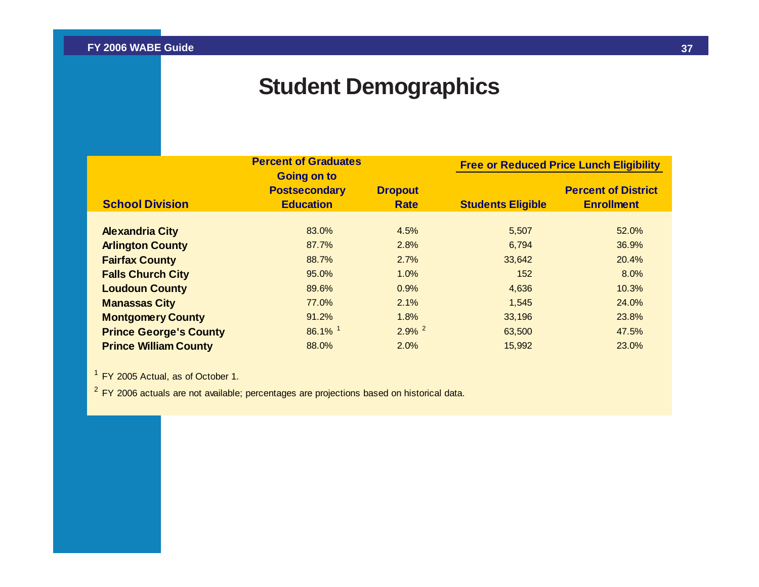# Student Demographics

| School Division | Percent of Graduates Going on to Postsecondary Education | Dropout Rate | Free or Reduced Price Lunch Eligibility | |
|---|---|---|---|---|
| | | | Students Eligible | Percent of District Enrollment |
| **Alexandria City** | 83.0% | 4.5% | 5,507 | 52.0% |
| **Arlington County** | 87.7% | 2.8% | 6,794 | 36.9% |
| **Fairfax County** | 88.7% | 2.7% | 33,642 | 20.4% |
| **Falls Church City** | 95.0% | 1.0% | 152 | 8.0% |
| **Loudoun County** | 89.6% | 0.9% | 4,636 | 10.3% |
| **Manassas City** | 77.0% | 2.1% | 1,545 | 24.0% |
| **Montgomery County** | 91.2% | 1.8% | 33,196 | 23.8% |
| **Prince George's County** | 86.1% [1] | 2.9% [2] | 63,500 | 47.5% |
| **Prince William County** | 88.0% | 2.0% | 15,992 | 23.0% |

[1] FY 2005 Actual, as of October 1.

[2] FY 2006 actuals are not available; percentages are projections based on historical data.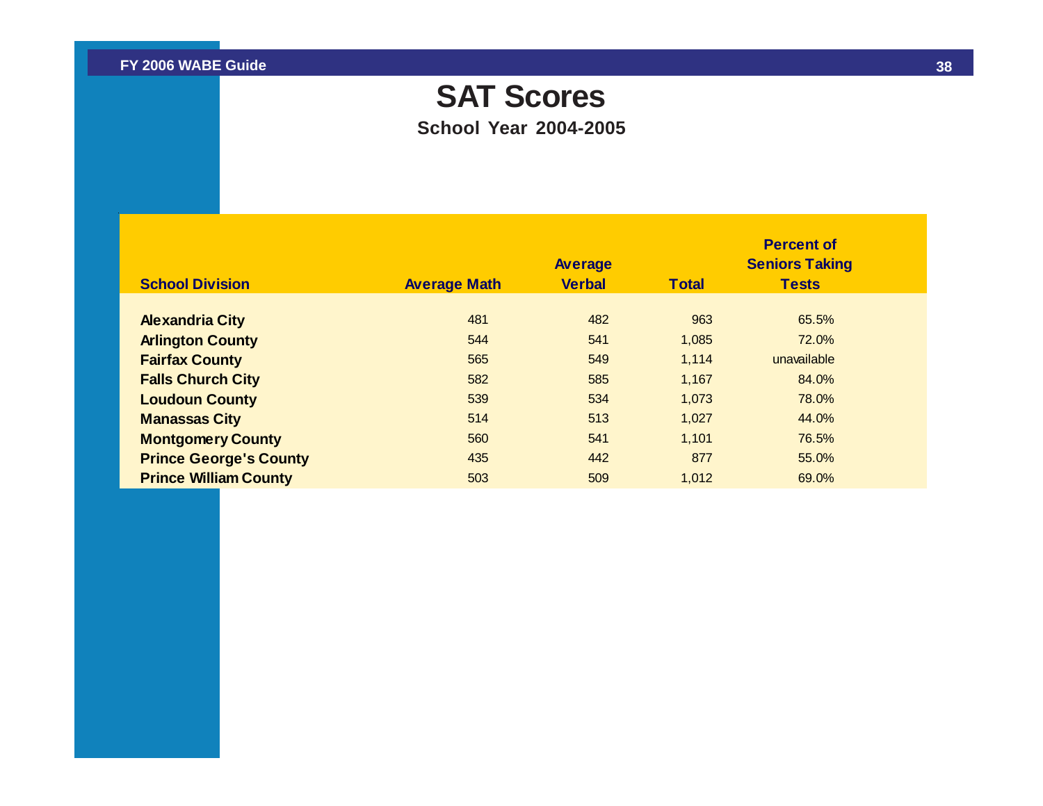# SAT Scores

**School Year 2004-2005**

| School Division | Average Math | Average Verbal | Total | Percent of Seniors Taking Tests |
|---|---|---|---|---|
| **Alexandria City** | 481 | 482 | 963 | 65.5% |
| **Arlington County** | 544 | 541 | 1,085 | 72.0% |
| **Fairfax County** | 565 | 549 | 1,114 | unavailable |
| **Falls Church City** | 582 | 585 | 1,167 | 84.0% |
| **Loudoun County** | 539 | 534 | 1,073 | 78.0% |
| **Manassas City** | 514 | 513 | 1,027 | 44.0% |
| **Montgomery County** | 560 | 541 | 1,101 | 76.5% |
| **Prince George's County** | 435 | 442 | 877 | 55.0% |
| **Prince William County** | 503 | 509 | 1,012 | 69.0% |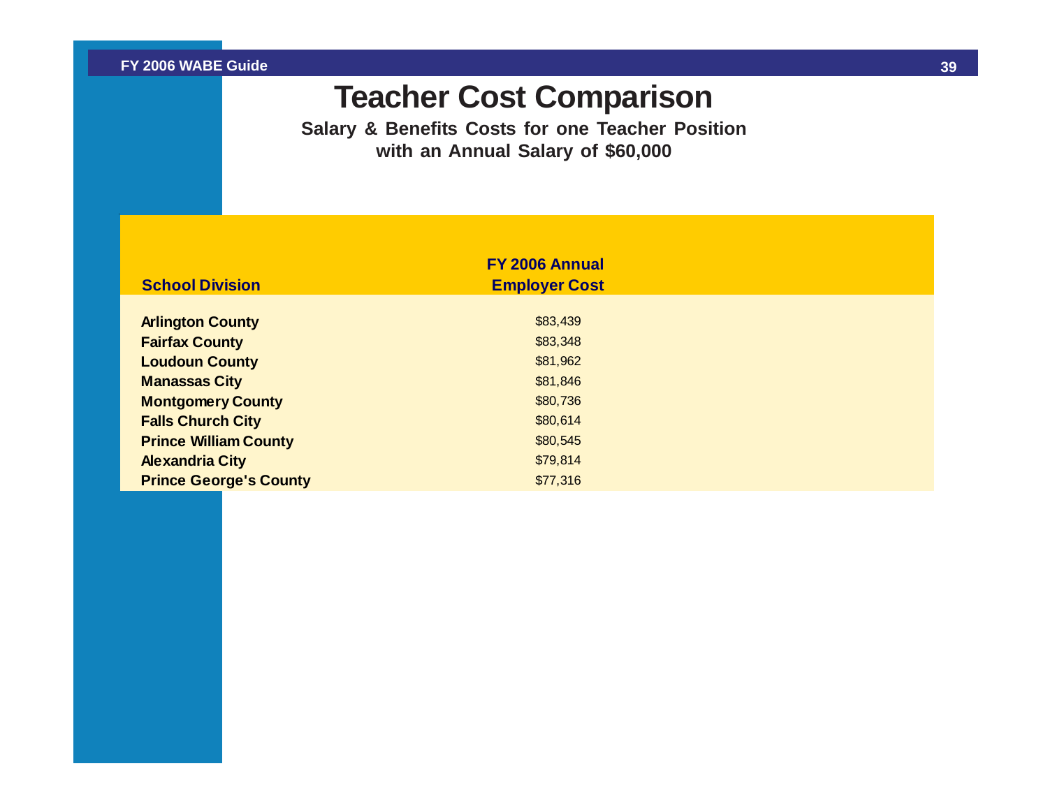# Teacher Cost Comparison

**Salary & Benefits Costs for one Teacher Position with an Annual Salary of $60,000**

| School Division | FY 2006 Annual Employer Cost |
|---|---|
| Arlington County | $83,439 |
| Fairfax County | $83,348 |
| Loudoun County | $81,962 |
| Manassas City | $81,846 |
| Montgomery County | $80,736 |
| Falls Church City | $80,614 |
| Prince William County | $80,545 |
| Alexandria City | $79,814 |
| Prince George's County | $77,316 |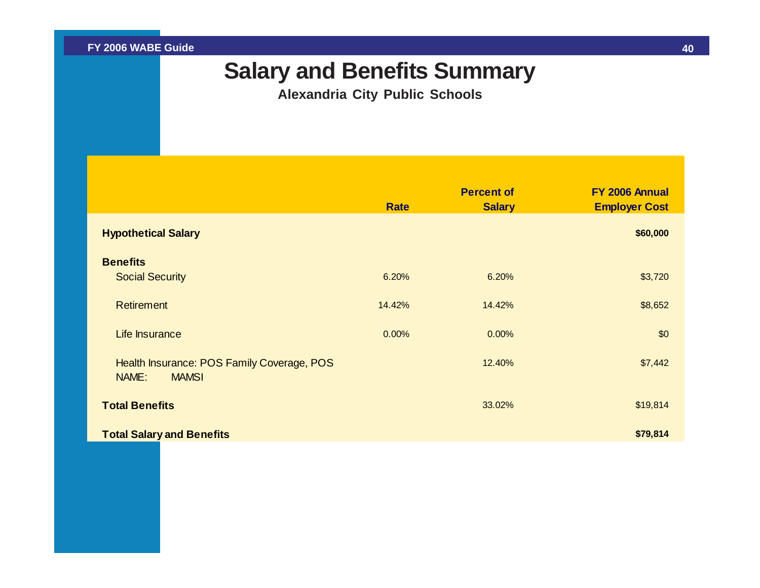# Salary and Benefits Summary

**Alexandria City Public Schools**

| | Rate | Percent of Salary | FY 2006 Annual Employer Cost |
|---|---|---|---|
| **Hypothetical Salary** | | | **$60,000** |
| **Benefits** | | | |
| Social Security | 6.20% | 6.20% | $3,720 |
| Retirement | 14.42% | 14.42% | $8,652 |
| Life Insurance | 0.00% | 0.00% | $0 |
| Health Insurance: POS Family Coverage, POS NAME: MAMSI | | 12.40% | $7,442 |
| **Total Benefits** | | 33.02% | $19,814 |
| **Total Salary and Benefits** | | | **$79,814** |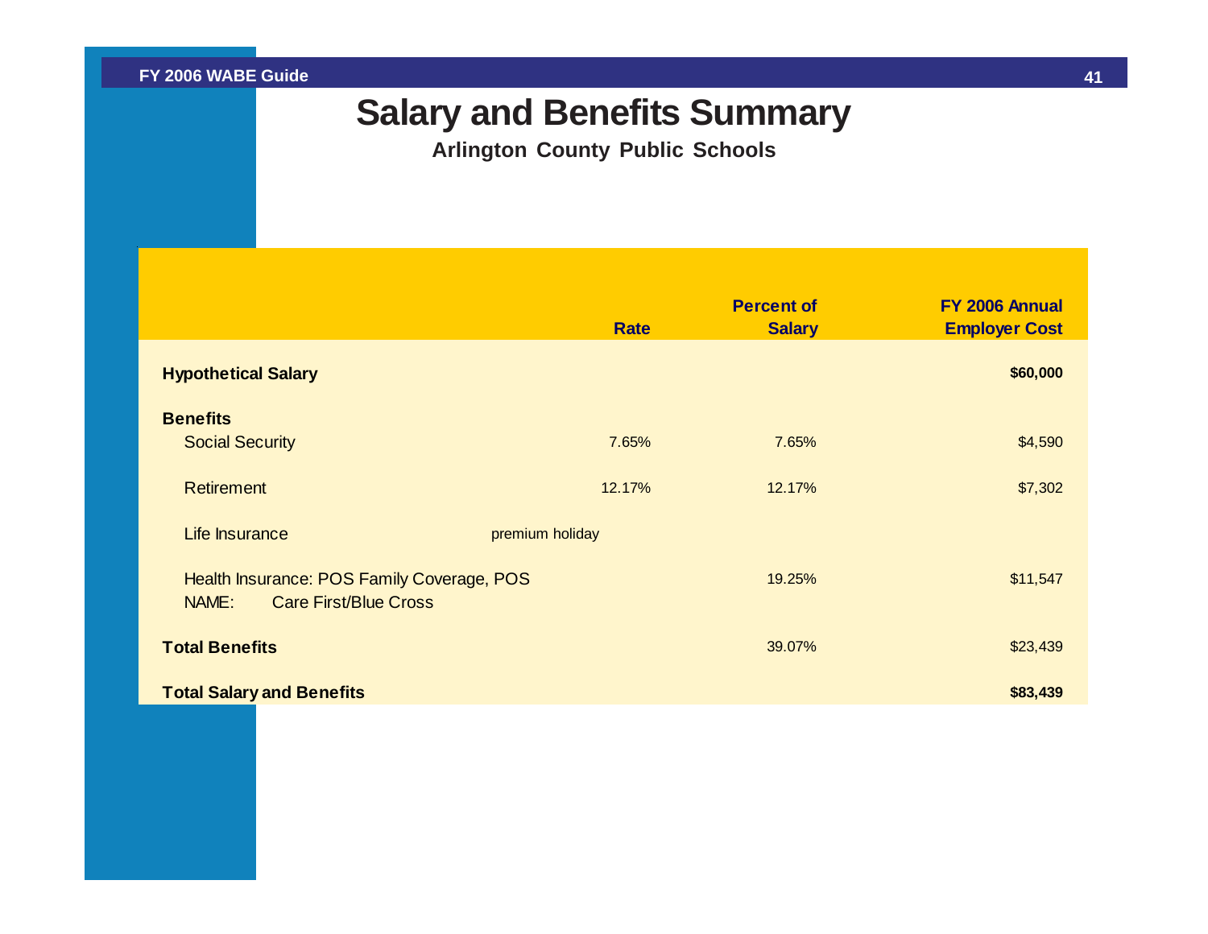# Salary and Benefits Summary

**Arlington County Public Schools**

| | Rate | Percent of Salary | FY 2006 Annual Employer Cost |
|---|---|---|---|
| **Hypothetical Salary** | | | **$60,000** |
| **Benefits** | | | |
| Social Security | 7.65% | 7.65% | $4,590 |
| Retirement | 12.17% | 12.17% | $7,302 |
| Life Insurance | premium holiday | | |
| Health Insurance: POS Family Coverage, POS<br>NAME: Care First/Blue Cross | | 19.25% | $11,547 |
| **Total Benefits** | | 39.07% | $23,439 |
| **Total Salary and Benefits** | | | **$83,439** |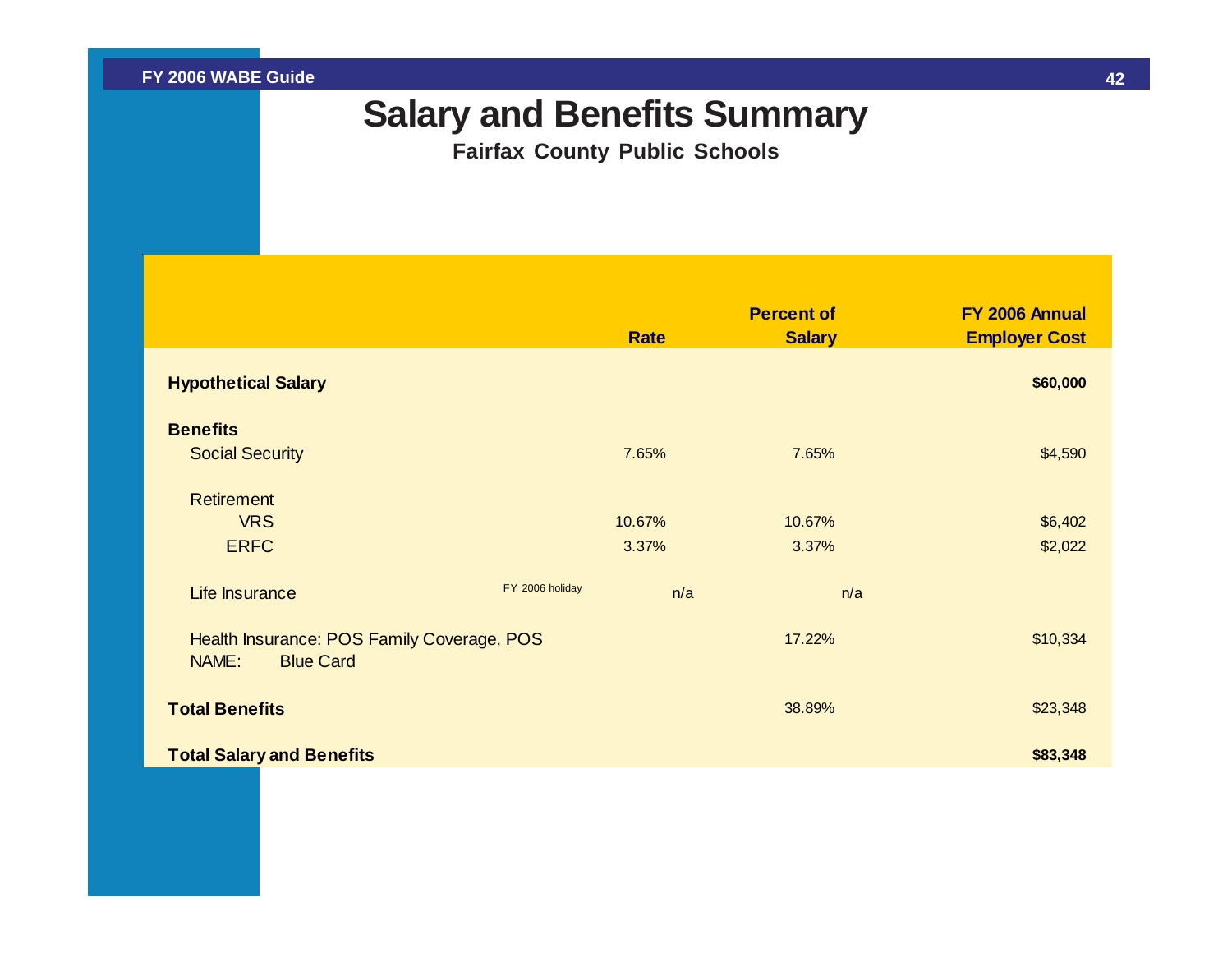# Salary and Benefits Summary

**Fairfax County Public Schools**

| | Rate | Percent of Salary | FY 2006 Annual Employer Cost |
|---|---|---|---|
| **Hypothetical Salary** | | | **$60,000** |
| **Benefits** | | | |
| Social Security | 7.65% | 7.65% | $4,590 |
| Retirement | | | |
| VRS | 10.67% | 10.67% | $6,402 |
| ERFC | 3.37% | 3.37% | $2,022 |
| Life Insurance FY 2006 holiday | n/a | n/a | |
| Health Insurance: POS Family Coverage, POS NAME: Blue Card | | 17.22% | $10,334 |
| **Total Benefits** | | 38.89% | $23,348 |
| **Total Salary and Benefits** | | | **$83,348** |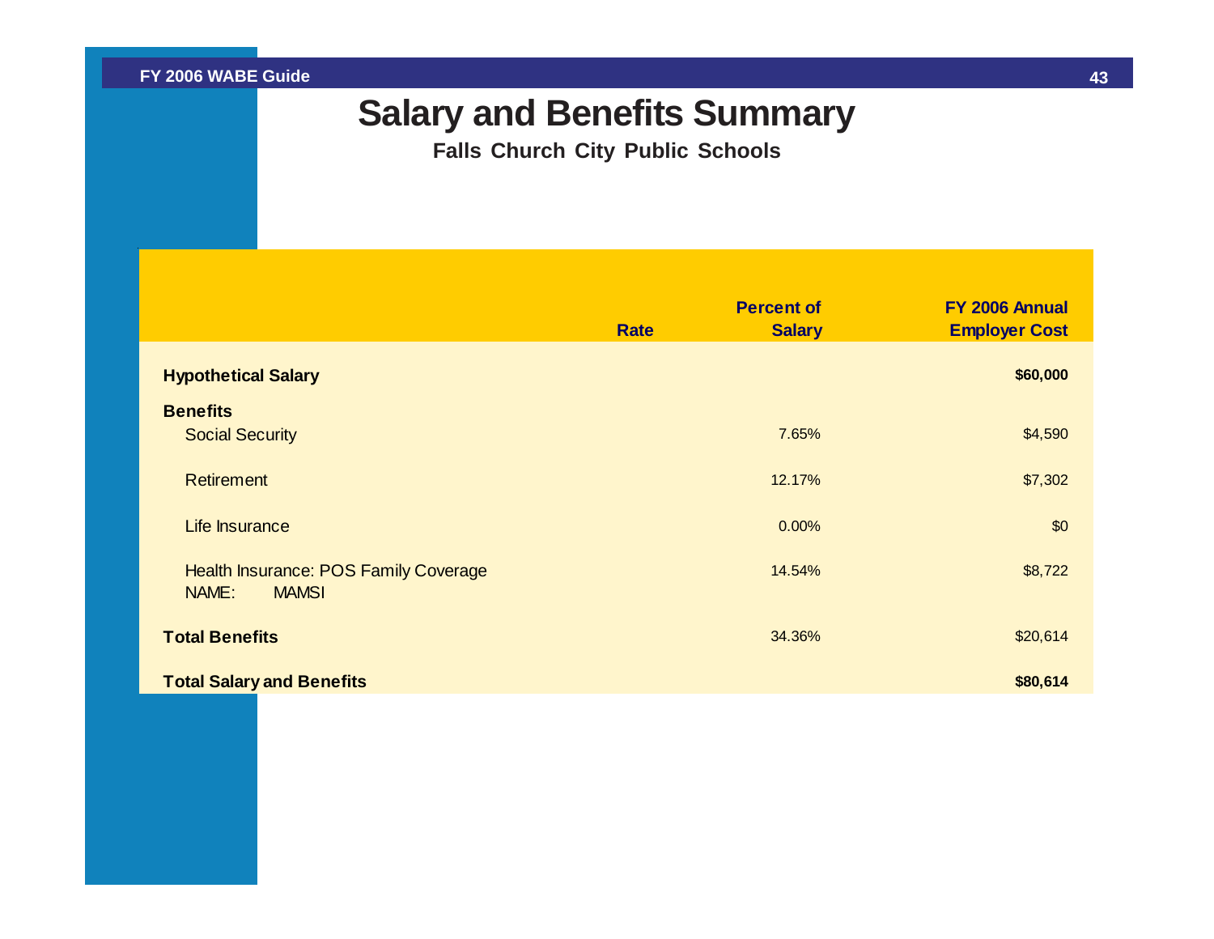# Salary and Benefits Summary

**Falls Church City Public Schools**

| | Rate | Percent of Salary | FY 2006 Annual Employer Cost |
|---|---|---|---|
| **Hypothetical Salary** | | | **$60,000** |
| **Benefits** | | | |
| Social Security | | 7.65% | $4,590 |
| Retirement | | 12.17% | $7,302 |
| Life Insurance | | 0.00% | $0 |
| Health Insurance: POS Family Coverage<br>NAME: MAMSI | | 14.54% | $8,722 |
| **Total Benefits** | | 34.36% | $20,614 |
| **Total Salary and Benefits** | | | **$80,614** |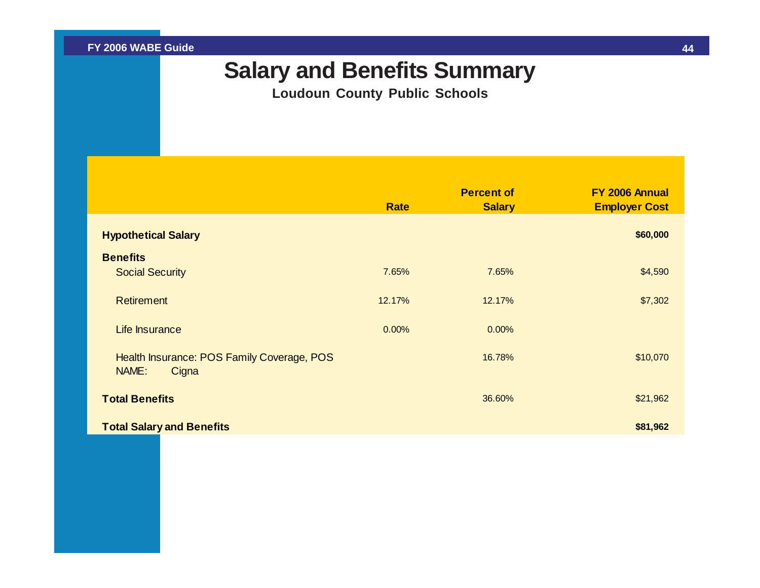# Salary and Benefits Summary

**Loudoun County Public Schools**

| | Rate | Percent of Salary | FY 2006 Annual Employer Cost |
|---|---|---|---|
| **Hypothetical Salary** | | | **$60,000** |
| **Benefits** | | | |
| Social Security | 7.65% | 7.65% | $4,590 |
| Retirement | 12.17% | 12.17% | $7,302 |
| Life Insurance | 0.00% | 0.00% | |
| Health Insurance: POS Family Coverage, POS NAME: Cigna | | 16.78% | $10,070 |
| **Total Benefits** | | 36.60% | $21,962 |
| **Total Salary and Benefits** | | | **$81,962** |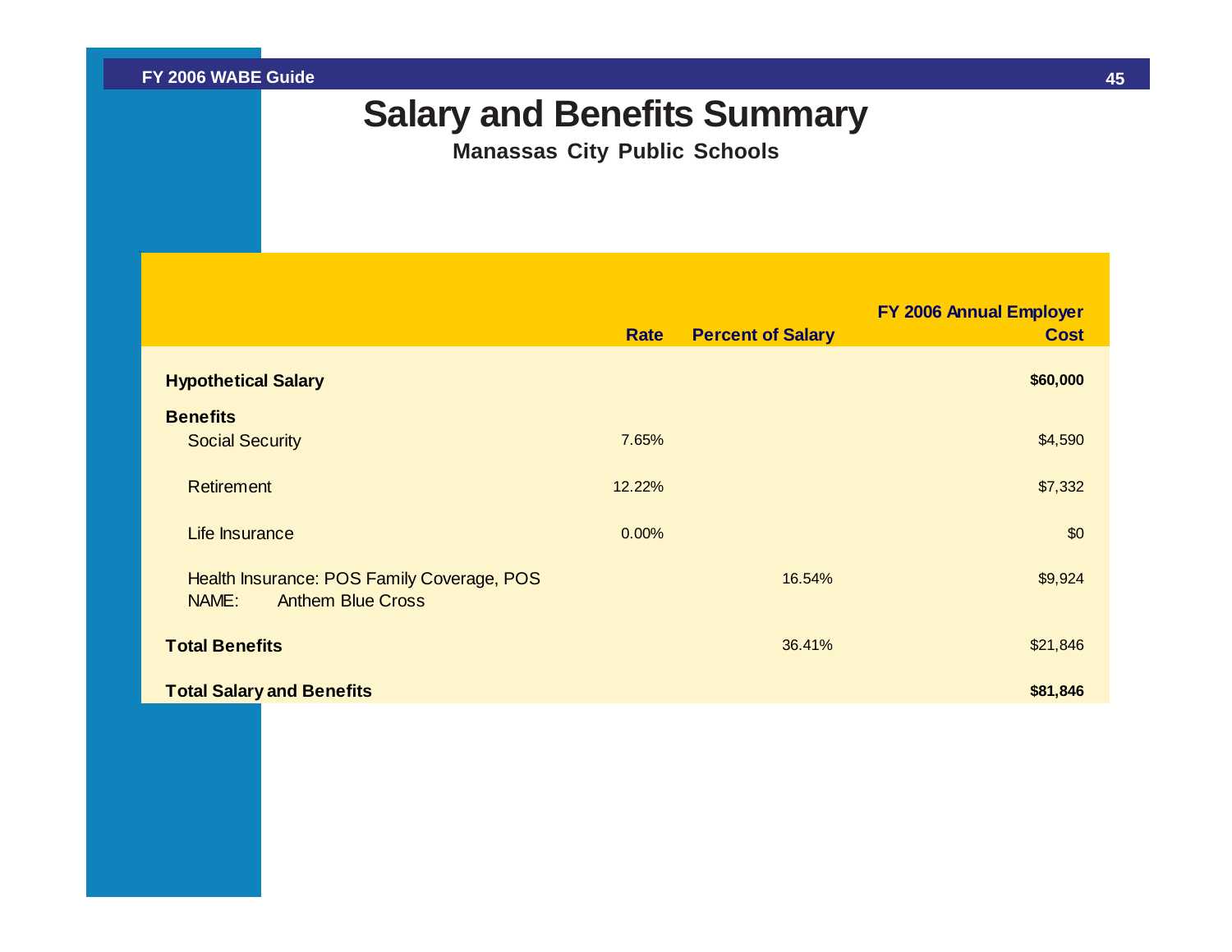# Salary and Benefits Summary

**Manassas City Public Schools**

| | Rate | Percent of Salary | FY 2006 Annual Employer Cost |
|---|---|---|---|
| **Hypothetical Salary** | | | **$60,000** |
| **Benefits** | | | |
| Social Security | 7.65% | | $4,590 |
| Retirement | 12.22% | | $7,332 |
| Life Insurance | 0.00% | | $0 |
| Health Insurance: POS Family Coverage, POS NAME: Anthem Blue Cross | | 16.54% | $9,924 |
| **Total Benefits** | | 36.41% | $21,846 |
| **Total Salary and Benefits** | | | **$81,846** |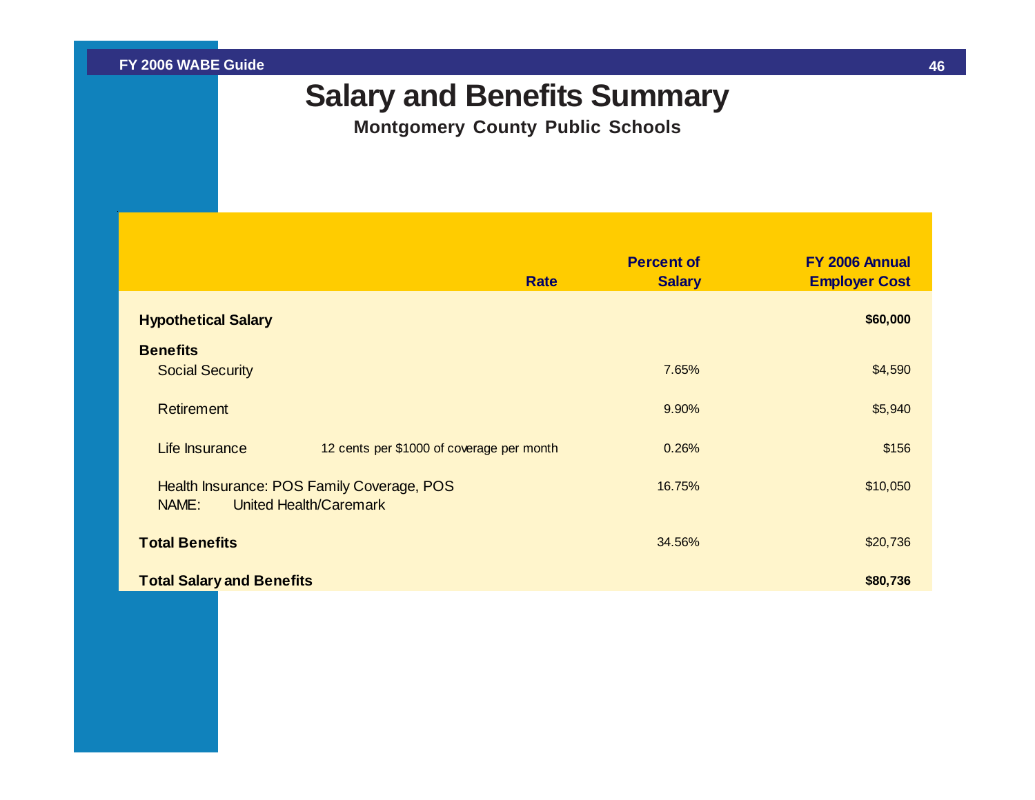# Salary and Benefits Summary

**Montgomery County Public Schools**

| | Rate | Percent of Salary | FY 2006 Annual Employer Cost |
|---|---|---|---|
| **Hypothetical Salary** | | | **$60,000** |
| **Benefits** | | | |
| Social Security | | 7.65% | $4,590 |
| Retirement | | 9.90% | $5,940 |
| Life Insurance | 12 cents per $1000 of coverage per month | 0.26% | $156 |
| Health Insurance: POS Family Coverage, POS NAME: United Health/Caremark | | 16.75% | $10,050 |
| **Total Benefits** | | 34.56% | $20,736 |
| **Total Salary and Benefits** | | | **$80,736** |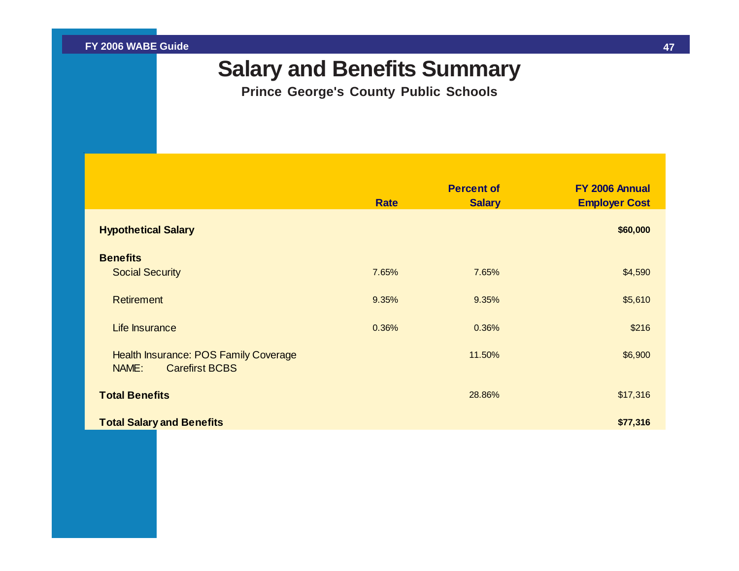# Salary and Benefits Summary

**Prince George's County Public Schools**

| | Rate | Percent of Salary | FY 2006 Annual Employer Cost |
|---|---|---|---|
| **Hypothetical Salary** | | | **$60,000** |
| **Benefits** | | | |
| Social Security | 7.65% | 7.65% | $4,590 |
| Retirement | 9.35% | 9.35% | $5,610 |
| Life Insurance | 0.36% | 0.36% | $216 |
| Health Insurance: POS Family Coverage<br>NAME: Carefirst BCBS | | 11.50% | $6,900 |
| **Total Benefits** | | 28.86% | $17,316 |
| **Total Salary and Benefits** | | | **$77,316** |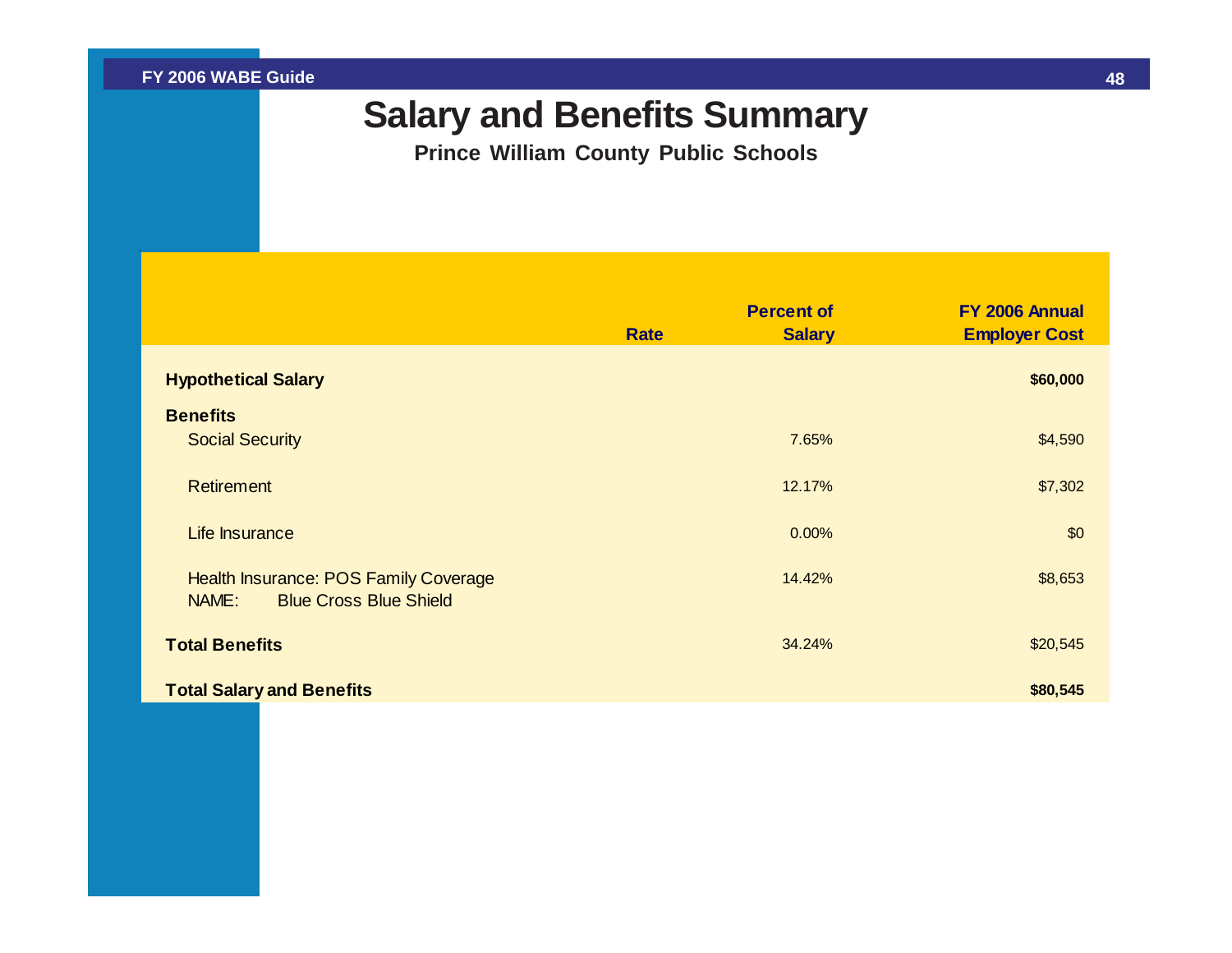# Salary and Benefits Summary

**Prince William County Public Schools**

| | Rate | Percent of Salary | FY 2006 Annual Employer Cost |
|---|---|---|---|
| **Hypothetical Salary** | | | **$60,000** |
| **Benefits** | | | |
| Social Security | | 7.65% | $4,590 |
| Retirement | | 12.17% | $7,302 |
| Life Insurance | | 0.00% | $0 |
| Health Insurance: POS Family Coverage<br>NAME: Blue Cross Blue Shield | | 14.42% | $8,653 |
| **Total Benefits** | | 34.24% | $20,545 |
| **Total Salary and Benefits** | | | **$80,545** |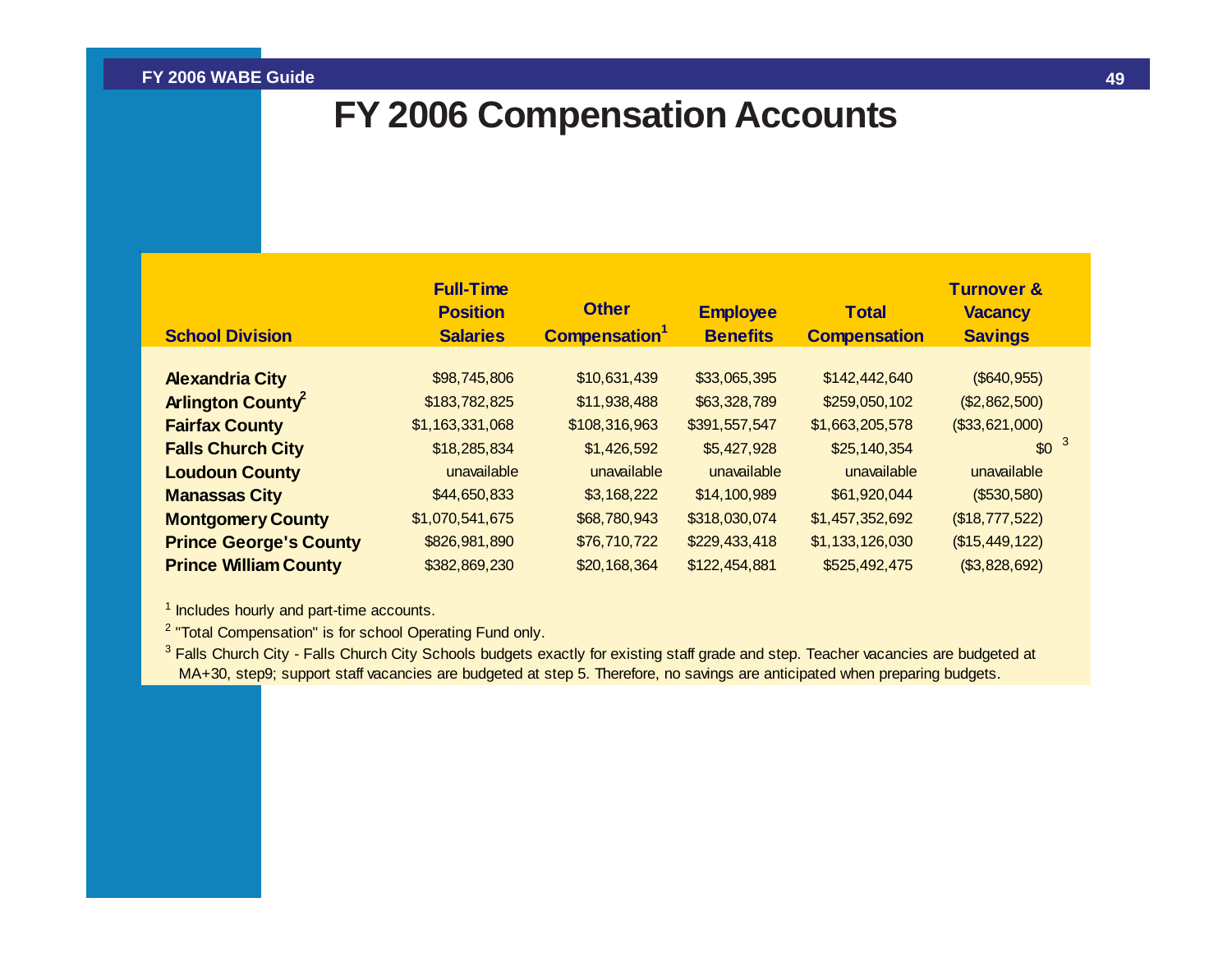# FY 2006 Compensation Accounts

| School Division | Full-Time Position Salaries | Other Compensation[1] | Employee Benefits | Total Compensation | Turnover & Vacancy Savings |
|---|---|---|---|---|---|
| **Alexandria City** | $98,745,806 | $10,631,439 | $33,065,395 | $142,442,640 | ($640,955) |
| **Arlington County[2]** | $183,782,825 | $11,938,488 | $63,328,789 | $259,050,102 | ($2,862,500) |
| **Fairfax County** | $1,163,331,068 | $108,316,963 | $391,557,547 | $1,663,205,578 | ($33,621,000) |
| **Falls Church City** | $18,285,834 | $1,426,592 | $5,427,928 | $25,140,354 | $0 [3] |
| **Loudoun County** | unavailable | unavailable | unavailable | unavailable | unavailable |
| **Manassas City** | $44,650,833 | $3,168,222 | $14,100,989 | $61,920,044 | ($530,580) |
| **Montgomery County** | $1,070,541,675 | $68,780,943 | $318,030,074 | $1,457,352,692 | ($18,777,522) |
| **Prince George's County** | $826,981,890 | $76,710,722 | $229,433,418 | $1,133,126,030 | ($15,449,122) |
| **Prince William County** | $382,869,230 | $20,168,364 | $122,454,881 | $525,492,475 | ($3,828,692) |

[1] Includes hourly and part-time accounts.

[2] "Total Compensation" is for school Operating Fund only.

[3] Falls Church City - Falls Church City Schools budgets exactly for existing staff grade and step. Teacher vacancies are budgeted at MA+30, step9; support staff vacancies are budgeted at step 5. Therefore, no savings are anticipated when preparing budgets.